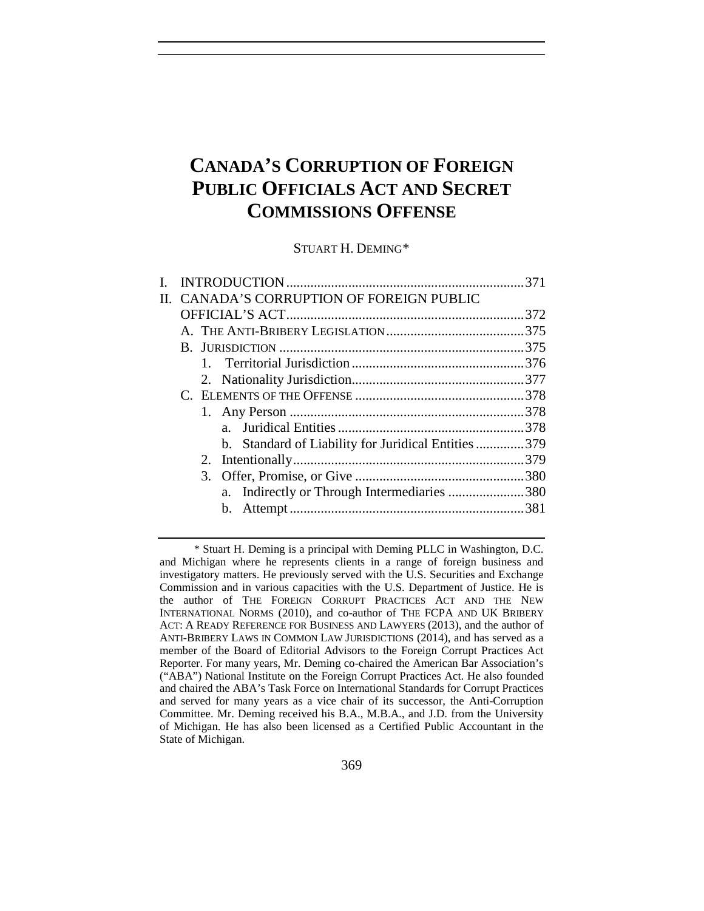# CANADA'S CORRUPTION OF FOREIGN PUBLIC OFFICIALS ACT AND SECRET COMMISSIONS OFFENSE

STUART H. DEMING*

I. INTRODUCTION ....................................................................371
II. CANADA'S CORRUPTION OF FOREIGN PUBLIC OFFICIAL'S ACT....................................................................372
   A. THE ANTI-BRIBERY LEGISLATION........................................375
   B. JURISDICTION ......................................................................375
      1. Territorial Jurisdiction.................................................376
      2. Nationality Jurisdiction.................................................377
   C. ELEMENTS OF THE OFFENSE .................................................378
      1. Any Person ...................................................................378
         a. Juridical Entities ......................................................378
         b. Standard of Liability for Juridical Entities ..............379
      2. Intentionally..................................................................379
      3. Offer, Promise, or Give ................................................380
         a. Indirectly or Through Intermediaries ......................380
         b. Attempt ...................................................................381

---

\* Stuart H. Deming is a principal with Deming PLLC in Washington, D.C. and Michigan where he represents clients in a range of foreign business and investigatory matters. He previously served with the U.S. Securities and Exchange Commission and in various capacities with the U.S. Department of Justice. He is the author of THE FOREIGN CORRUPT PRACTICES ACT AND THE NEW INTERNATIONAL NORMS (2010), and co-author of THE FCPA AND UK BRIBERY ACT: A READY REFERENCE FOR BUSINESS AND LAWYERS (2013), and the author of ANTI-BRIBERY LAWS IN COMMON LAW JURISDICTIONS (2014), and has served as a member of the Board of Editorial Advisors to the Foreign Corrupt Practices Act Reporter. For many years, Mr. Deming co-chaired the American Bar Association's ("ABA") National Institute on the Foreign Corrupt Practices Act. He also founded and chaired the ABA's Task Force on International Standards for Corrupt Practices and served for many years as a vice chair of its successor, the Anti-Corruption Committee. Mr. Deming received his B.A., M.B.A., and J.D. from the University of Michigan. He has also been licensed as a Certified Public Accountant in the State of Michigan.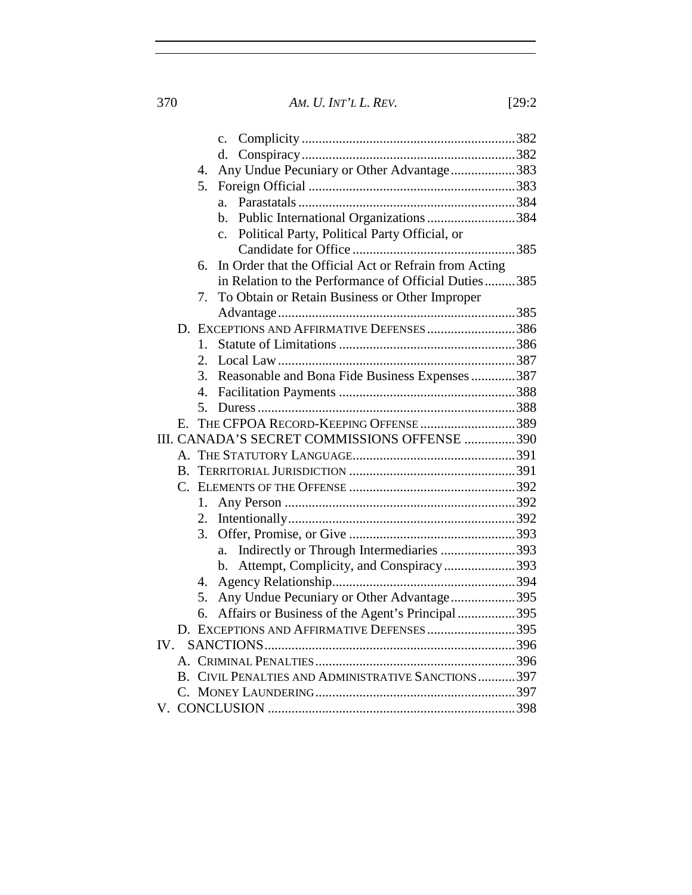c. Complicity ...............................................................382
d. Conspiracy ..............................................................382
4. Any Undue Pecuniary or Other Advantage ..................383
5. Foreign Official ............................................................383
a. Parastatals ...............................................................384
b. Public International Organizations .........................384
c. Political Party, Political Party Official, or Candidate for Office ...............................................385
6. In Order that the Official Act or Refrain from Acting in Relation to the Performance of Official Duties .........385
7. To Obtain or Retain Business or Other Improper Advantage ....................................................................385

D. EXCEPTIONS AND AFFIRMATIVE DEFENSES .........................386
1. Statute of Limitations ...................................................386
2. Local Law .....................................................................387
3. Reasonable and Bona Fide Business Expenses ............387
4. Facilitation Payments ...................................................388
5. Duress ...........................................................................388

E. THE CFPOA RECORD-KEEPING OFFENSE ...........................389

III. CANADA'S SECRET COMMISSIONS OFFENSE ...............390

A. THE STATUTORY LANGUAGE...............................................391
B. TERRITORIAL JURISDICTION ................................................391
C. ELEMENTS OF THE OFFENSE ................................................392
1. Any Person ...................................................................392
2. Intentionally..................................................................392
3. Offer, Promise, or Give ................................................393
a. Indirectly or Through Intermediaries ......................393
b. Attempt, Complicity, and Conspiracy .....................393
4. Agency Relationship.....................................................394
5. Any Undue Pecuniary or Other Advantage ..................395
6. Affairs or Business of the Agent's Principal ................395

D. EXCEPTIONS AND AFFIRMATIVE DEFENSES .........................395

IV. SANCTIONS .........................................................................396

A. CRIMINAL PENALTIES ..........................................................396
B. CIVIL PENALTIES AND ADMINISTRATIVE SANCTIONS ...........397
C. MONEY LAUNDERING ..........................................................397

V. CONCLUSION ........................................................................398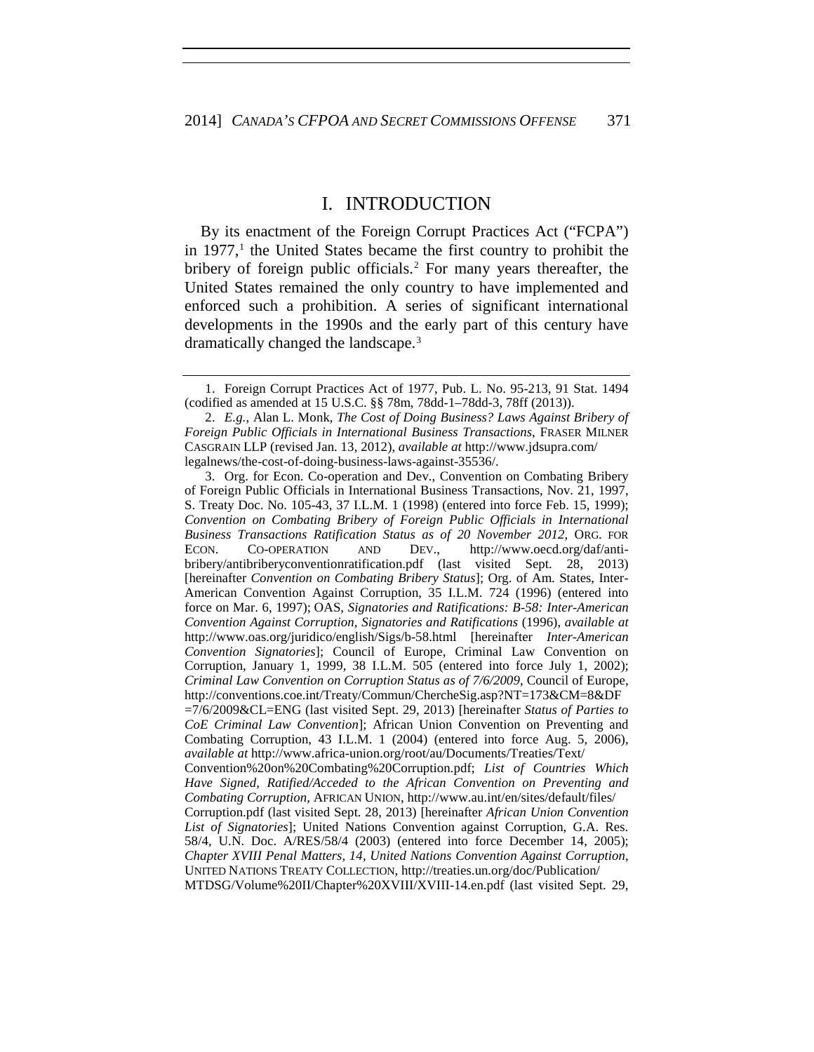# I. INTRODUCTION

By its enactment of the Foreign Corrupt Practices Act ("FCPA") in 1977,[1] the United States became the first country to prohibit the bribery of foreign public officials.[2] For many years thereafter, the United States remained the only country to have implemented and enforced such a prohibition. A series of significant international developments in the 1990s and the early part of this century have dramatically changed the landscape.[3]

---

1. Foreign Corrupt Practices Act of 1977, Pub. L. No. 95-213, 91 Stat. 1494 (codified as amended at 15 U.S.C. §§ 78m, 78dd-1–78dd-3, 78ff (2013)).

2. *E.g.*, Alan L. Monk, *The Cost of Doing Business? Laws Against Bribery of Foreign Public Officials in International Business Transactions*, FRASER MILNER CASGRAIN LLP (revised Jan. 13, 2012), *available at* http://www.jdsupra.com/legalnews/the-cost-of-doing-business-laws-against-35536/.

3. Org. for Econ. Co-operation and Dev., Convention on Combating Bribery of Foreign Public Officials in International Business Transactions, Nov. 21, 1997, S. Treaty Doc. No. 105-43, 37 I.L.M. 1 (1998) (entered into force Feb. 15, 1999); *Convention on Combating Bribery of Foreign Public Officials in International Business Transactions Ratification Status as of 20 November 2012*, ORG. FOR ECON. CO-OPERATION AND DEV., http://www.oecd.org/daf/anti-bribery/antibriberyconventionratification.pdf (last visited Sept. 28, 2013) [hereinafter *Convention on Combating Bribery Status*]; Org. of Am. States, Inter-American Convention Against Corruption, 35 I.L.M. 724 (1996) (entered into force on Mar. 6, 1997); OAS, *Signatories and Ratifications: B-58: Inter-American Convention Against Corruption, Signatories and Ratifications* (1996), *available at* http://www.oas.org/juridico/english/Sigs/b-58.html [hereinafter *Inter-American Convention Signatories*]; Council of Europe, Criminal Law Convention on Corruption, January 1, 1999, 38 I.L.M. 505 (entered into force July 1, 2002); *Criminal Law Convention on Corruption Status as of 7/6/2009*, Council of Europe, http://conventions.coe.int/Treaty/Commun/ChercheSig.asp?NT=173&CM=8&DF=7/6/2009&CL=ENG (last visited Sept. 29, 2013) [hereinafter *Status of Parties to CoE Criminal Law Convention*]; African Union Convention on Preventing and Combating Corruption, 43 I.L.M. 1 (2004) (entered into force Aug. 5, 2006), *available at* http://www.africa-union.org/root/au/Documents/Treaties/Text/Convention%20on%20Combating%20Corruption.pdf; *List of Countries Which Have Signed, Ratified/Acceded to the African Convention on Preventing and Combating Corruption*, AFRICAN UNION, http://www.au.int/en/sites/default/files/Corruption.pdf (last visited Sept. 28, 2013) [hereinafter *African Union Convention List of Signatories*]; United Nations Convention against Corruption, G.A. Res. 58/4, U.N. Doc. A/RES/58/4 (2003) (entered into force December 14, 2005); *Chapter XVIII Penal Matters, 14, United Nations Convention Against Corruption*, UNITED NATIONS TREATY COLLECTION, http://treaties.un.org/doc/Publication/MTDSG/Volume%20II/Chapter%20XVIII/XVIII-14.en.pdf (last visited Sept. 29,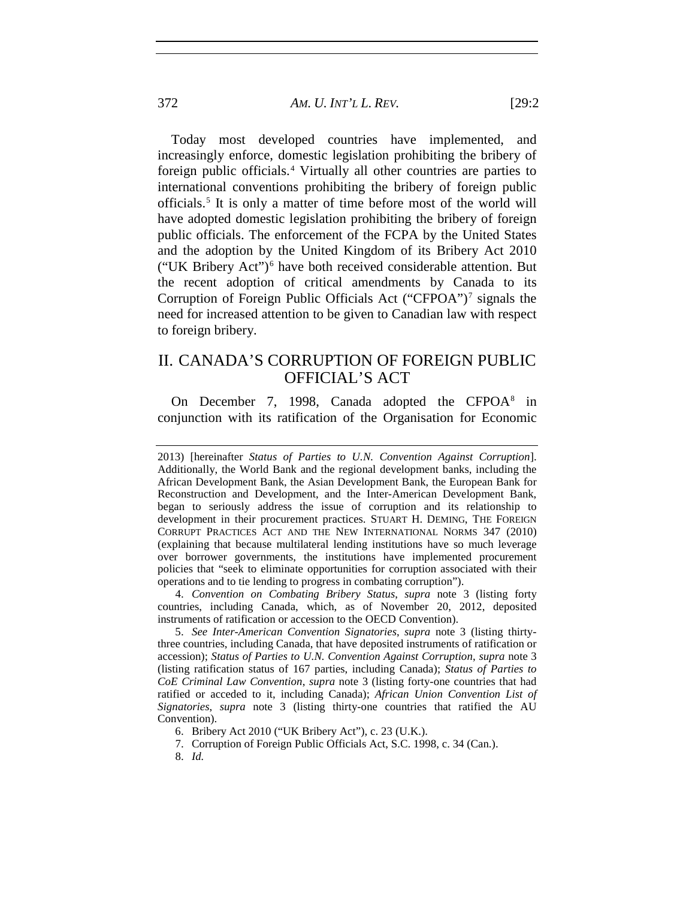Today most developed countries have implemented, and increasingly enforce, domestic legislation prohibiting the bribery of foreign public officials.[4] Virtually all other countries are parties to international conventions prohibiting the bribery of foreign public officials.[5] It is only a matter of time before most of the world will have adopted domestic legislation prohibiting the bribery of foreign public officials. The enforcement of the FCPA by the United States and the adoption by the United Kingdom of its Bribery Act 2010 ("UK Bribery Act")[6] have both received considerable attention. But the recent adoption of critical amendments by Canada to its Corruption of Foreign Public Officials Act ("CFPOA")[7] signals the need for increased attention to be given to Canadian law with respect to foreign bribery.

## II. CANADA'S CORRUPTION OF FOREIGN PUBLIC OFFICIAL'S ACT

On December 7, 1998, Canada adopted the CFPOA[8] in conjunction with its ratification of the Organisation for Economic

---

2013) [hereinafter *Status of Parties to U.N. Convention Against Corruption*]. Additionally, the World Bank and the regional development banks, including the African Development Bank, the Asian Development Bank, the European Bank for Reconstruction and Development, and the Inter-American Development Bank, began to seriously address the issue of corruption and its relationship to development in their procurement practices. STUART H. DEMING, THE FOREIGN CORRUPT PRACTICES ACT AND THE NEW INTERNATIONAL NORMS 347 (2010) (explaining that because multilateral lending institutions have so much leverage over borrower governments, the institutions have implemented procurement policies that "seek to eliminate opportunities for corruption associated with their operations and to tie lending to progress in combating corruption").

4. *Convention on Combating Bribery Status*, *supra* note 3 (listing forty countries, including Canada, which, as of November 20, 2012, deposited instruments of ratification or accession to the OECD Convention).

5. *See Inter-American Convention Signatories*, *supra* note 3 (listing thirty-three countries, including Canada, that have deposited instruments of ratification or accession); *Status of Parties to U.N. Convention Against Corruption*, *supra* note 3 (listing ratification status of 167 parties, including Canada); *Status of Parties to CoE Criminal Law Convention*, *supra* note 3 (listing forty-one countries that had ratified or acceded to it, including Canada); *African Union Convention List of Signatories*, *supra* note 3 (listing thirty-one countries that ratified the AU Convention).

6. Bribery Act 2010 ("UK Bribery Act"), c. 23 (U.K.).

7. Corruption of Foreign Public Officials Act, S.C. 1998, c. 34 (Can.).

8. *Id.*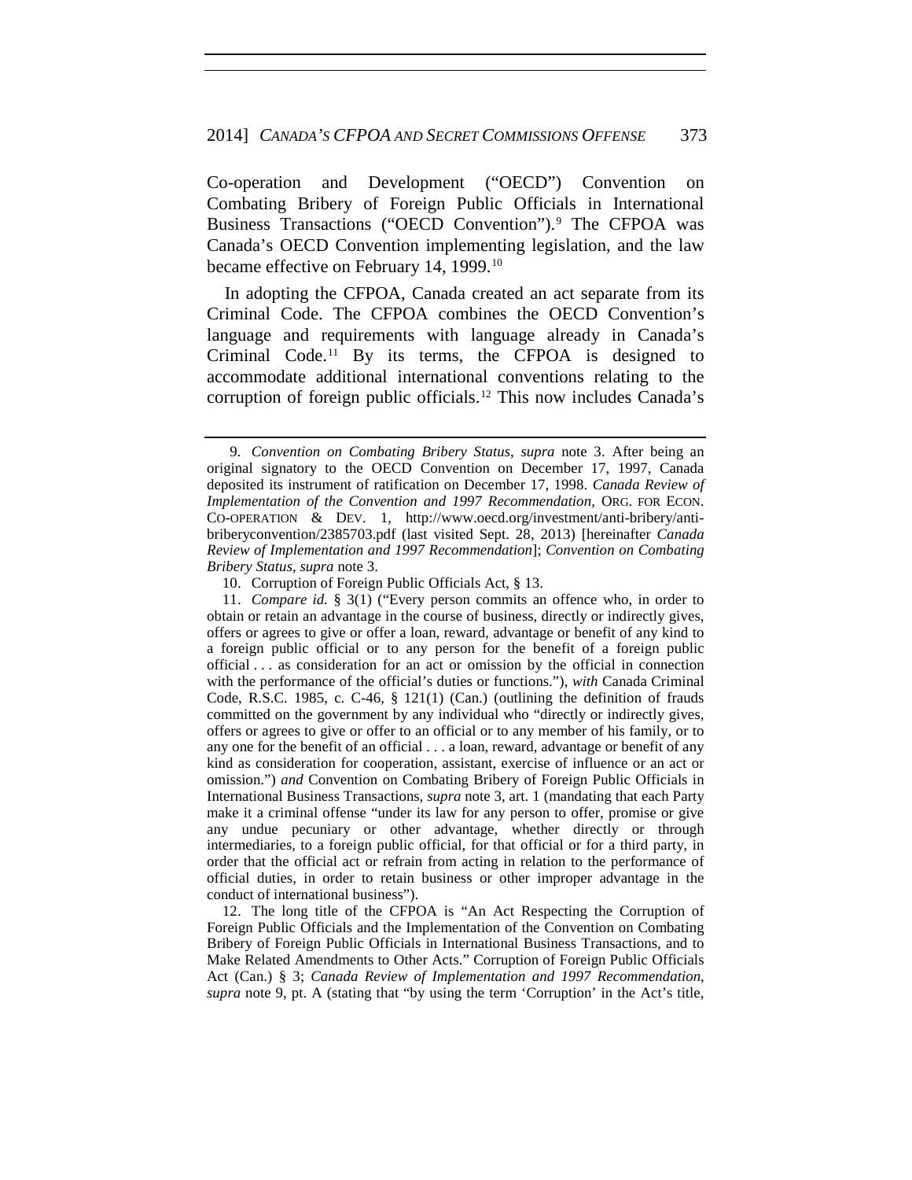Co-operation and Development ("OECD") Convention on Combating Bribery of Foreign Public Officials in International Business Transactions ("OECD Convention").[9] The CFPOA was Canada's OECD Convention implementing legislation, and the law became effective on February 14, 1999.[10]

In adopting the CFPOA, Canada created an act separate from its Criminal Code. The CFPOA combines the OECD Convention's language and requirements with language already in Canada's Criminal Code.[11] By its terms, the CFPOA is designed to accommodate additional international conventions relating to the corruption of foreign public officials.[12] This now includes Canada's

---

9. *Convention on Combating Bribery Status*, *supra* note 3. After being an original signatory to the OECD Convention on December 17, 1997, Canada deposited its instrument of ratification on December 17, 1998. *Canada Review of Implementation of the Convention and 1997 Recommendation*, ORG. FOR ECON. CO-OPERATION & DEV. 1, http://www.oecd.org/investment/anti-bribery/anti-briberyconvention/2385703.pdf (last visited Sept. 28, 2013) [hereinafter *Canada Review of Implementation and 1997 Recommendation*]; *Convention on Combating Bribery Status*, *supra* note 3.

10. Corruption of Foreign Public Officials Act, § 13.

11. *Compare id.* § 3(1) ("Every person commits an offence who, in order to obtain or retain an advantage in the course of business, directly or indirectly gives, offers or agrees to give or offer a loan, reward, advantage or benefit of any kind to a foreign public official or to any person for the benefit of a foreign public official . . . as consideration for an act or omission by the official in connection with the performance of the official's duties or functions."), *with* Canada Criminal Code, R.S.C. 1985, c. C-46, § 121(1) (Can.) (outlining the definition of frauds committed on the government by any individual who "directly or indirectly gives, offers or agrees to give or offer to an official or to any member of his family, or to any one for the benefit of an official . . . a loan, reward, advantage or benefit of any kind as consideration for cooperation, assistant, exercise of influence or an act or omission.") *and* Convention on Combating Bribery of Foreign Public Officials in International Business Transactions, *supra* note 3, art. 1 (mandating that each Party make it a criminal offense "under its law for any person to offer, promise or give any undue pecuniary or other advantage, whether directly or through intermediaries, to a foreign public official, for that official or for a third party, in order that the official act or refrain from acting in relation to the performance of official duties, in order to retain business or other improper advantage in the conduct of international business").

12. The long title of the CFPOA is "An Act Respecting the Corruption of Foreign Public Officials and the Implementation of the Convention on Combating Bribery of Foreign Public Officials in International Business Transactions, and to Make Related Amendments to Other Acts." Corruption of Foreign Public Officials Act (Can.) § 3; *Canada Review of Implementation and 1997 Recommendation*, *supra* note 9, pt. A (stating that "by using the term 'Corruption' in the Act's title,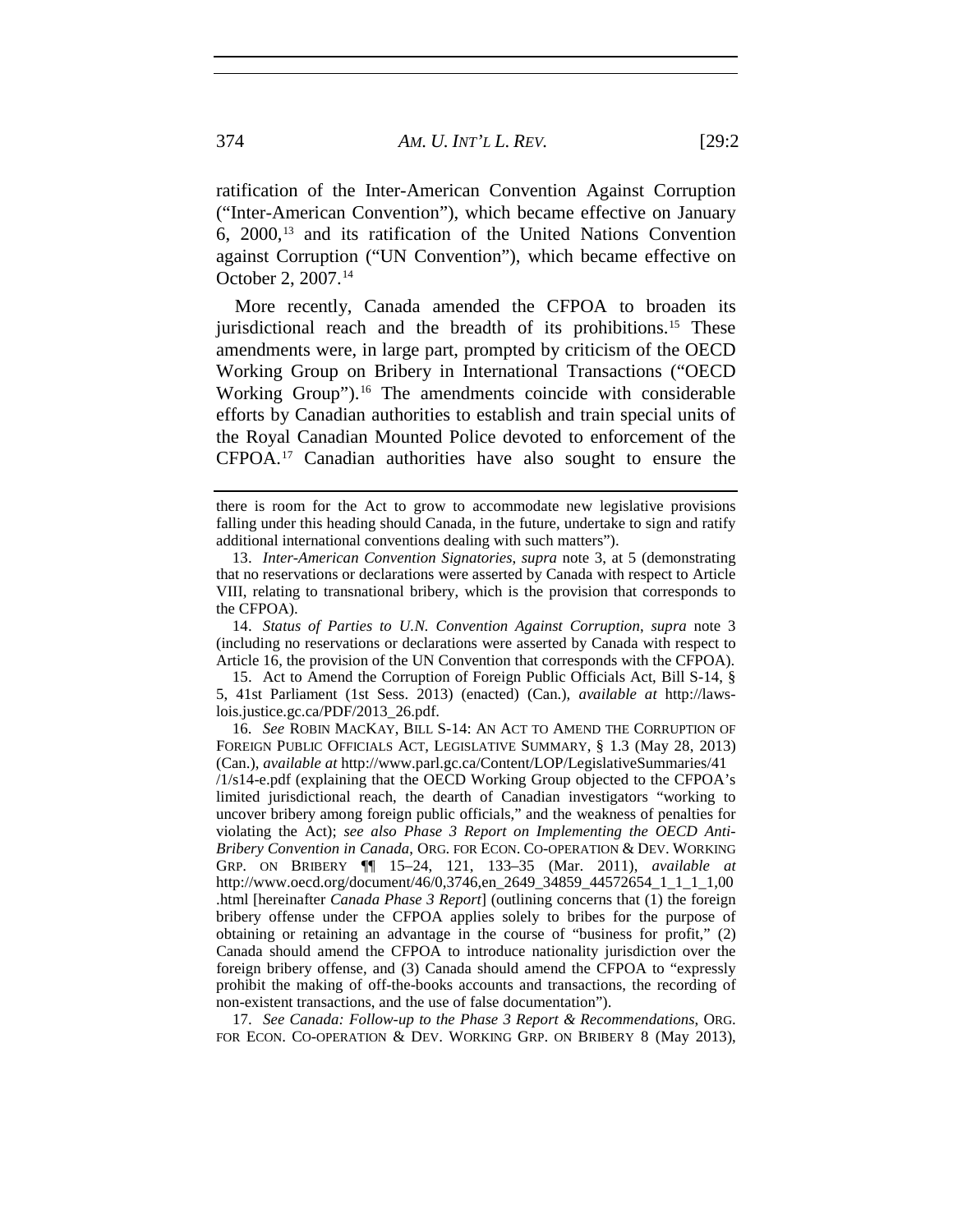ratification of the Inter-American Convention Against Corruption ("Inter-American Convention"), which became effective on January 6, 2000,[13] and its ratification of the United Nations Convention against Corruption ("UN Convention"), which became effective on October 2, 2007.[14]

More recently, Canada amended the CFPOA to broaden its jurisdictional reach and the breadth of its prohibitions.[15] These amendments were, in large part, prompted by criticism of the OECD Working Group on Bribery in International Transactions ("OECD Working Group").[16] The amendments coincide with considerable efforts by Canadian authorities to establish and train special units of the Royal Canadian Mounted Police devoted to enforcement of the CFPOA.[17] Canadian authorities have also sought to ensure the

---

there is room for the Act to grow to accommodate new legislative provisions falling under this heading should Canada, in the future, undertake to sign and ratify additional international conventions dealing with such matters").

13. *Inter-American Convention Signatories*, *supra* note 3, at 5 (demonstrating that no reservations or declarations were asserted by Canada with respect to Article VIII, relating to transnational bribery, which is the provision that corresponds to the CFPOA).

14. *Status of Parties to U.N. Convention Against Corruption*, *supra* note 3 (including no reservations or declarations were asserted by Canada with respect to Article 16, the provision of the UN Convention that corresponds with the CFPOA).

15. Act to Amend the Corruption of Foreign Public Officials Act, Bill S-14, § 5, 41st Parliament (1st Sess. 2013) (enacted) (Can.), *available at* http://laws-lois.justice.gc.ca/PDF/2013_26.pdf.

16. *See* ROBIN MACKAY, BILL S-14: AN ACT TO AMEND THE CORRUPTION OF FOREIGN PUBLIC OFFICIALS ACT, LEGISLATIVE SUMMARY, § 1.3 (May 28, 2013) (Can.), *available at* http://www.parl.gc.ca/Content/LOP/LegislativeSummaries/41/1/s14-e.pdf (explaining that the OECD Working Group objected to the CFPOA's limited jurisdictional reach, the dearth of Canadian investigators "working to uncover bribery among foreign public officials," and the weakness of penalties for violating the Act); *see also Phase 3 Report on Implementing the OECD Anti-Bribery Convention in Canada*, ORG. FOR ECON. CO-OPERATION & DEV. WORKING GRP. ON BRIBERY ¶¶ 15–24, 121, 133–35 (Mar. 2011), *available at* http://www.oecd.org/document/46/0,3746,en_2649_34859_44572654_1_1_1_1,00.html [hereinafter *Canada Phase 3 Report*] (outlining concerns that (1) the foreign bribery offense under the CFPOA applies solely to bribes for the purpose of obtaining or retaining an advantage in the course of "business for profit," (2) Canada should amend the CFPOA to introduce nationality jurisdiction over the foreign bribery offense, and (3) Canada should amend the CFPOA to "expressly prohibit the making of off-the-books accounts and transactions, the recording of non-existent transactions, and the use of false documentation").

17. *See Canada: Follow-up to the Phase 3 Report & Recommendations*, ORG. FOR ECON. CO-OPERATION & DEV. WORKING GRP. ON BRIBERY 8 (May 2013),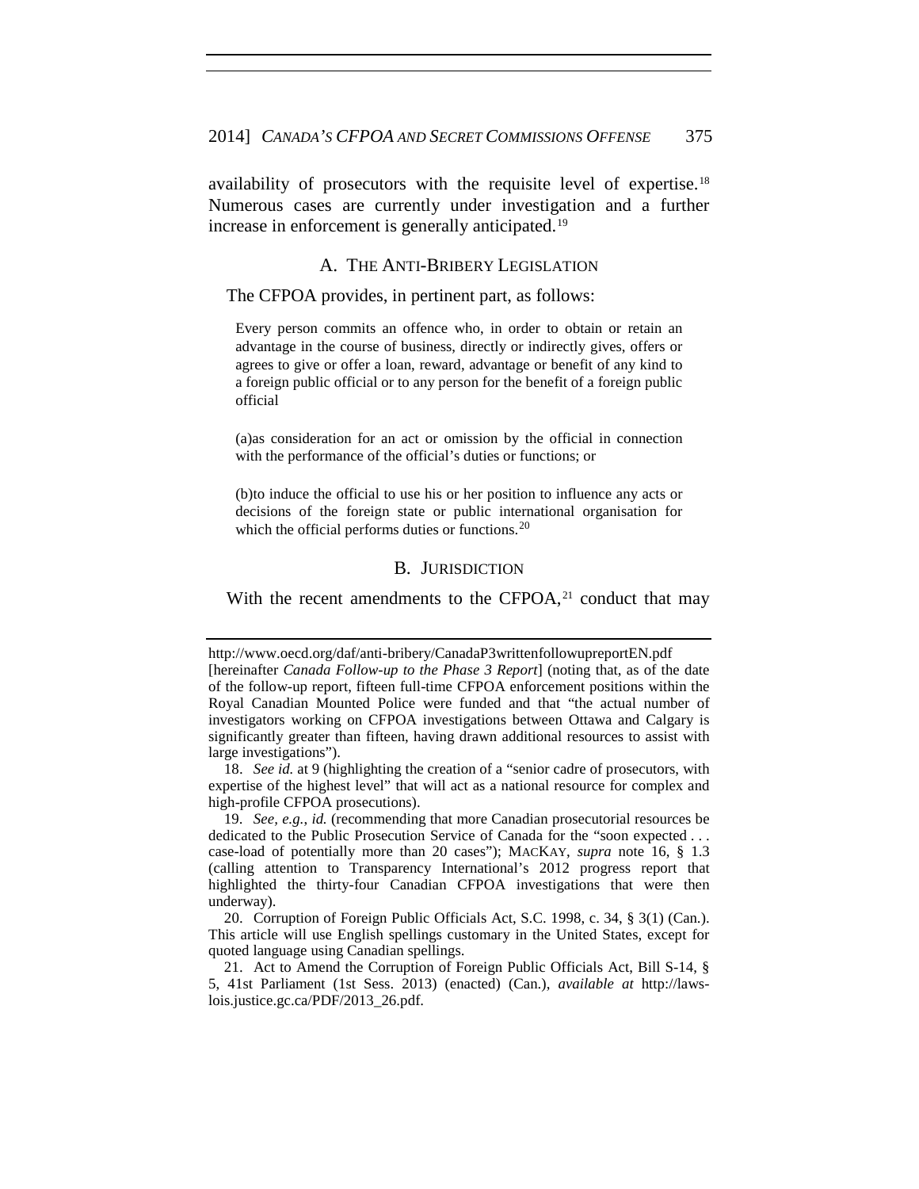availability of prosecutors with the requisite level of expertise.[18] Numerous cases are currently under investigation and a further increase in enforcement is generally anticipated.[19]

### A. The Anti-Bribery Legislation

The CFPOA provides, in pertinent part, as follows:

> Every person commits an offence who, in order to obtain or retain an advantage in the course of business, directly or indirectly gives, offers or agrees to give or offer a loan, reward, advantage or benefit of any kind to a foreign public official or to any person for the benefit of a foreign public official
>
> (a)as consideration for an act or omission by the official in connection with the performance of the official's duties or functions; or
>
> (b)to induce the official to use his or her position to influence any acts or decisions of the foreign state or public international organisation for which the official performs duties or functions.[20]

### B. Jurisdiction

With the recent amendments to the CFPOA,[21] conduct that may

---

http://www.oecd.org/daf/anti-bribery/CanadaP3writtenfollowupreportEN.pdf [hereinafter *Canada Follow-up to the Phase 3 Report*] (noting that, as of the date of the follow-up report, fifteen full-time CFPOA enforcement positions within the Royal Canadian Mounted Police were funded and that "the actual number of investigators working on CFPOA investigations between Ottawa and Calgary is significantly greater than fifteen, having drawn additional resources to assist with large investigations").

18. *See id.* at 9 (highlighting the creation of a "senior cadre of prosecutors, with expertise of the highest level" that will act as a national resource for complex and high-profile CFPOA prosecutions).

19. *See, e.g.*, *id.* (recommending that more Canadian prosecutorial resources be dedicated to the Public Prosecution Service of Canada for the "soon expected . . . case-load of potentially more than 20 cases"); MACKAY, *supra* note 16, § 1.3 (calling attention to Transparency International's 2012 progress report that highlighted the thirty-four Canadian CFPOA investigations that were then underway).

20. Corruption of Foreign Public Officials Act, S.C. 1998, c. 34, § 3(1) (Can.). This article will use English spellings customary in the United States, except for quoted language using Canadian spellings.

21. Act to Amend the Corruption of Foreign Public Officials Act, Bill S-14, § 5, 41st Parliament (1st Sess. 2013) (enacted) (Can.), *available at* http://laws-lois.justice.gc.ca/PDF/2013_26.pdf.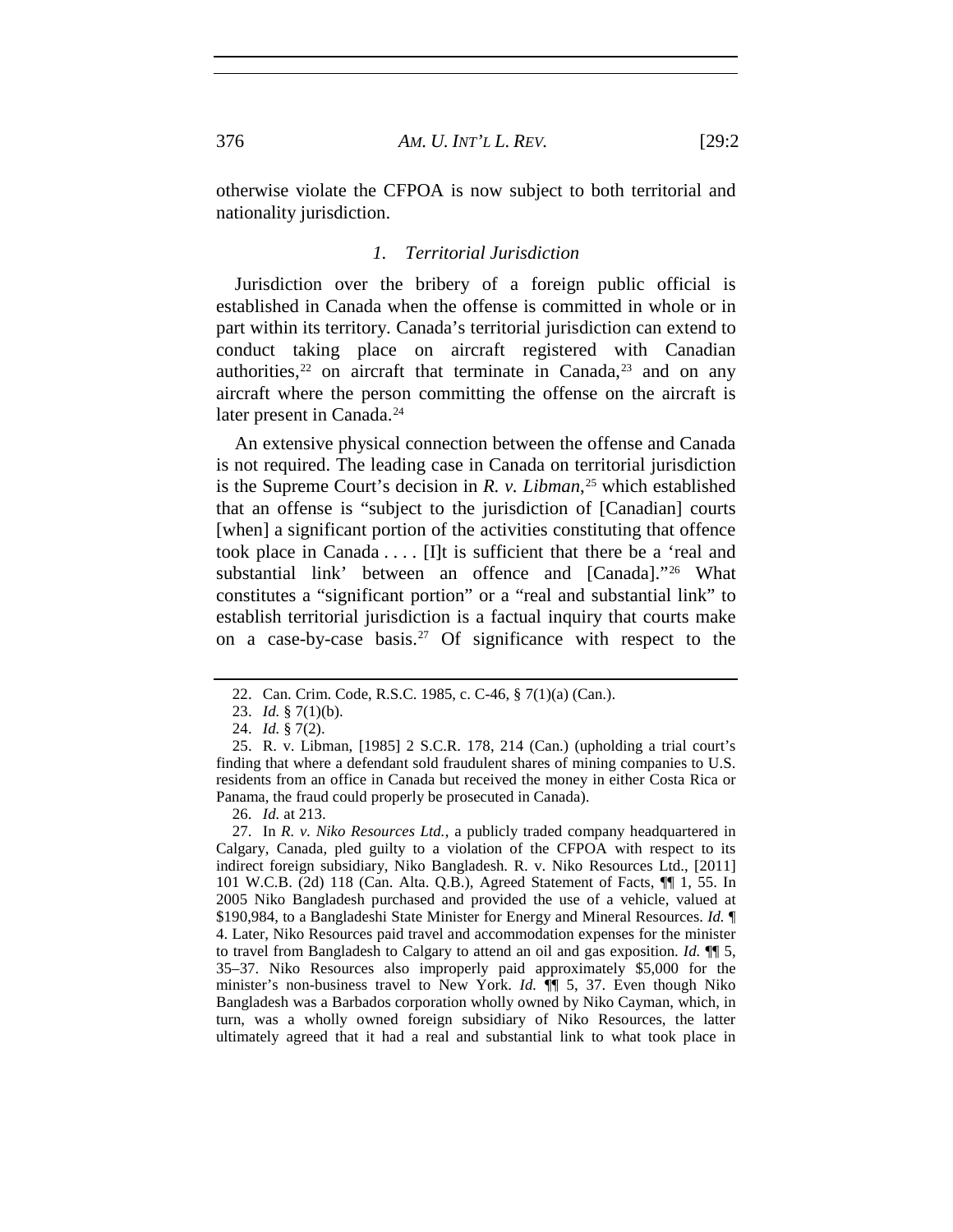otherwise violate the CFPOA is now subject to both territorial and nationality jurisdiction.

### *1. Territorial Jurisdiction*

Jurisdiction over the bribery of a foreign public official is established in Canada when the offense is committed in whole or in part within its territory. Canada's territorial jurisdiction can extend to conduct taking place on aircraft registered with Canadian authorities,[22] on aircraft that terminate in Canada,[23] and on any aircraft where the person committing the offense on the aircraft is later present in Canada.[24]

An extensive physical connection between the offense and Canada is not required. The leading case in Canada on territorial jurisdiction is the Supreme Court's decision in *R. v. Libman*,[25] which established that an offense is "subject to the jurisdiction of [Canadian] courts [when] a significant portion of the activities constituting that offence took place in Canada . . . . [I]t is sufficient that there be a 'real and substantial link' between an offence and [Canada]."[26] What constitutes a "significant portion" or a "real and substantial link" to establish territorial jurisdiction is a factual inquiry that courts make on a case-by-case basis.[27] Of significance with respect to the

---

22. Can. Crim. Code, R.S.C. 1985, c. C-46, § 7(1)(a) (Can.).

23. *Id.* § 7(1)(b).

24. *Id.* § 7(2).

25. R. v. Libman, [1985] 2 S.C.R. 178, 214 (Can.) (upholding a trial court's finding that where a defendant sold fraudulent shares of mining companies to U.S. residents from an office in Canada but received the money in either Costa Rica or Panama, the fraud could properly be prosecuted in Canada).

26. *Id.* at 213.

27. In *R. v. Niko Resources Ltd.*, a publicly traded company headquartered in Calgary, Canada, pled guilty to a violation of the CFPOA with respect to its indirect foreign subsidiary, Niko Bangladesh. R. v. Niko Resources Ltd., [2011] 101 W.C.B. (2d) 118 (Can. Alta. Q.B.), Agreed Statement of Facts, ¶¶ 1, 55. In 2005 Niko Bangladesh purchased and provided the use of a vehicle, valued at $190,984, to a Bangladeshi State Minister for Energy and Mineral Resources. *Id.* ¶ 4. Later, Niko Resources paid travel and accommodation expenses for the minister to travel from Bangladesh to Calgary to attend an oil and gas exposition. *Id.* ¶¶ 5, 35–37. Niko Resources also improperly paid approximately $5,000 for the minister's non-business travel to New York. *Id.* ¶¶ 5, 37. Even though Niko Bangladesh was a Barbados corporation wholly owned by Niko Cayman, which, in turn, was a wholly owned foreign subsidiary of Niko Resources, the latter ultimately agreed that it had a real and substantial link to what took place in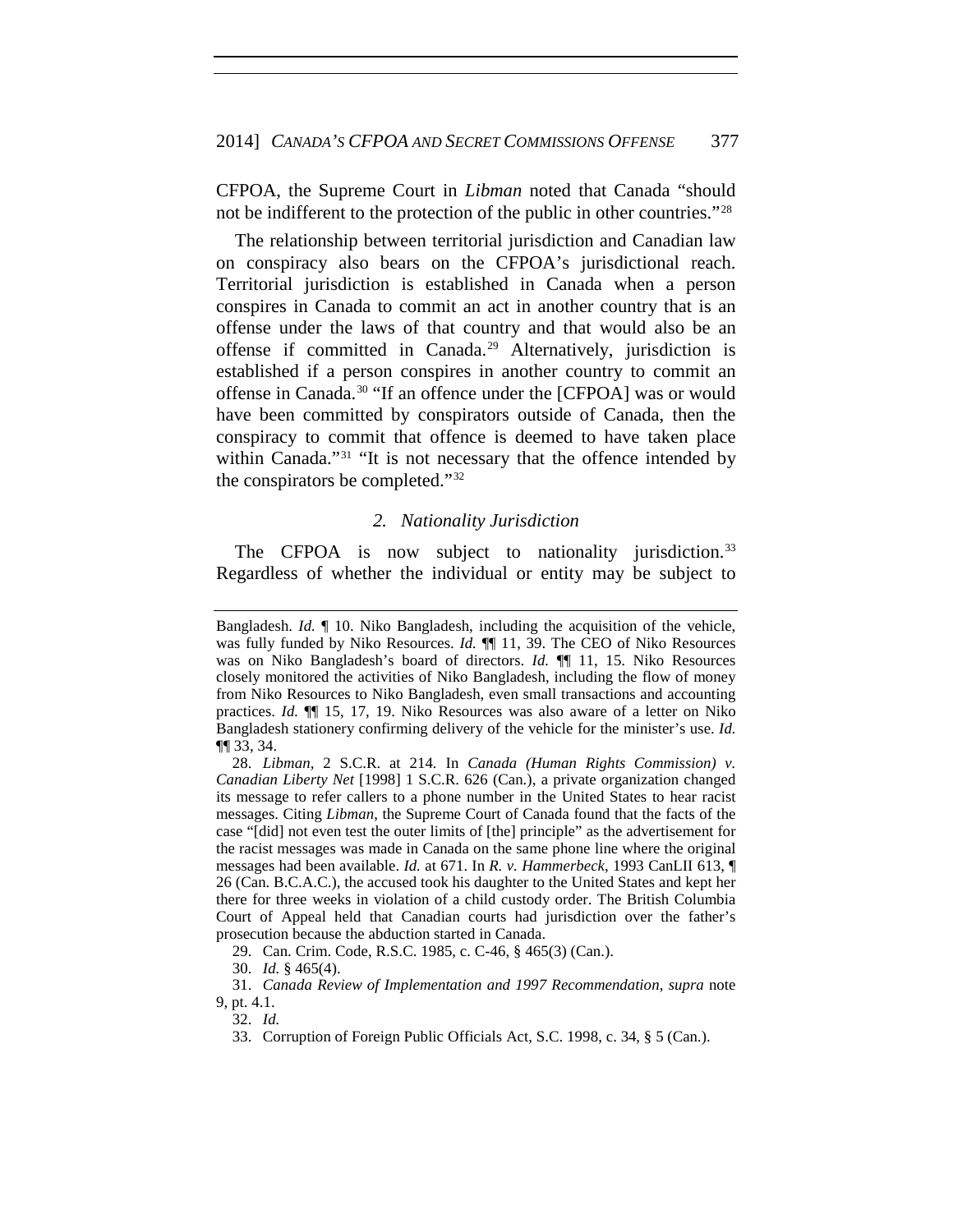CFPOA, the Supreme Court in *Libman* noted that Canada "should not be indifferent to the protection of the public in other countries."[28]

The relationship between territorial jurisdiction and Canadian law on conspiracy also bears on the CFPOA's jurisdictional reach. Territorial jurisdiction is established in Canada when a person conspires in Canada to commit an act in another country that is an offense under the laws of that country and that would also be an offense if committed in Canada.[29] Alternatively, jurisdiction is established if a person conspires in another country to commit an offense in Canada.[30] "If an offence under the [CFPOA] was or would have been committed by conspirators outside of Canada, then the conspiracy to commit that offence is deemed to have taken place within Canada."[31] "It is not necessary that the offence intended by the conspirators be completed."[32]

### *2. Nationality Jurisdiction*

The CFPOA is now subject to nationality jurisdiction.[33] Regardless of whether the individual or entity may be subject to

---

Bangladesh. *Id.* ¶ 10. Niko Bangladesh, including the acquisition of the vehicle, was fully funded by Niko Resources. *Id.* ¶¶ 11, 39. The CEO of Niko Resources was on Niko Bangladesh's board of directors. *Id.* ¶¶ 11, 15. Niko Resources closely monitored the activities of Niko Bangladesh, including the flow of money from Niko Resources to Niko Bangladesh, even small transactions and accounting practices. *Id.* ¶¶ 15, 17, 19. Niko Resources was also aware of a letter on Niko Bangladesh stationery confirming delivery of the vehicle for the minister's use. *Id.* ¶¶ 33, 34.

28. *Libman*, 2 S.C.R. at 214. In *Canada (Human Rights Commission) v. Canadian Liberty Net* [1998] 1 S.C.R. 626 (Can.), a private organization changed its message to refer callers to a phone number in the United States to hear racist messages. Citing *Libman*, the Supreme Court of Canada found that the facts of the case "[did] not even test the outer limits of [the] principle" as the advertisement for the racist messages was made in Canada on the same phone line where the original messages had been available. *Id.* at 671. In *R. v. Hammerbeck*, 1993 CanLII 613, ¶ 26 (Can. B.C.A.C.), the accused took his daughter to the United States and kept her there for three weeks in violation of a child custody order. The British Columbia Court of Appeal held that Canadian courts had jurisdiction over the father's prosecution because the abduction started in Canada.

29. Can. Crim. Code, R.S.C. 1985, c. C-46, § 465(3) (Can.).

30. *Id.* § 465(4).

31. *Canada Review of Implementation and 1997 Recommendation*, *supra* note 9, pt. 4.1.

32. *Id.*

33. Corruption of Foreign Public Officials Act, S.C. 1998, c. 34, § 5 (Can.).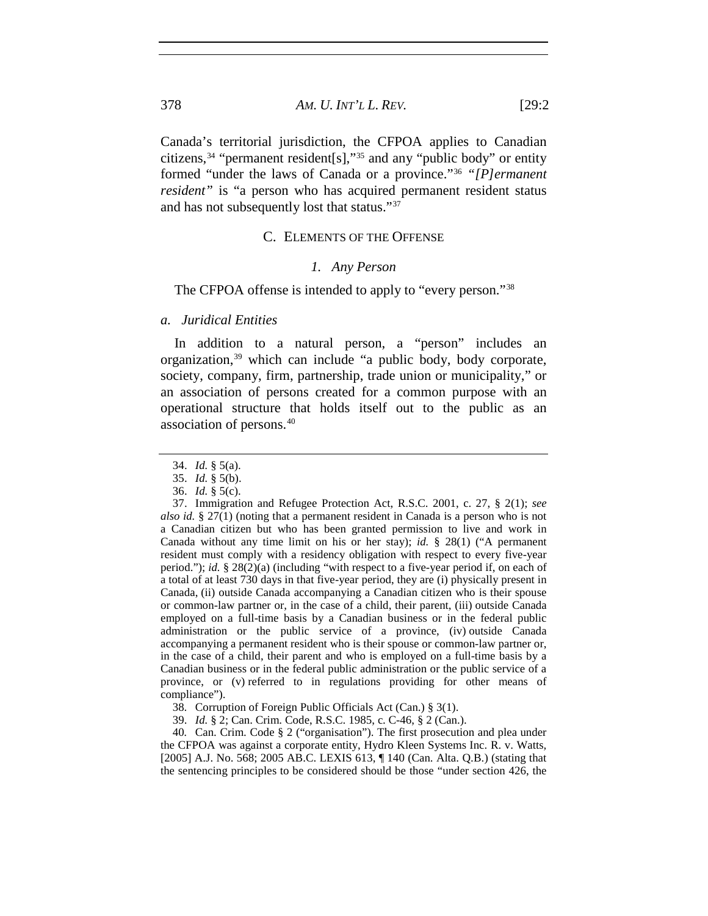Canada's territorial jurisdiction, the CFPOA applies to Canadian citizens,[34] "permanent resident[s],"[35] and any "public body" or entity formed "under the laws of Canada or a province."[36] *"[P]ermanent resident"* is "a person who has acquired permanent resident status and has not subsequently lost that status."[37]

## C. ELEMENTS OF THE OFFENSE

### *1. Any Person*

The CFPOA offense is intended to apply to "every person."[38]

#### *a. Juridical Entities*

In addition to a natural person, a "person" includes an organization,[39] which can include "a public body, body corporate, society, company, firm, partnership, trade union or municipality," or an association of persons created for a common purpose with an operational structure that holds itself out to the public as an association of persons.[40]

---

34. *Id.* § 5(a).

35. *Id.* § 5(b).

36. *Id.* § 5(c).

37. Immigration and Refugee Protection Act, R.S.C. 2001, c. 27, § 2(1); *see also id.* § 27(1) (noting that a permanent resident in Canada is a person who is not a Canadian citizen but who has been granted permission to live and work in Canada without any time limit on his or her stay); *id.* § 28(1) ("A permanent resident must comply with a residency obligation with respect to every five-year period."); *id.* § 28(2)(a) (including "with respect to a five-year period if, on each of a total of at least 730 days in that five-year period, they are (i) physically present in Canada, (ii) outside Canada accompanying a Canadian citizen who is their spouse or common-law partner or, in the case of a child, their parent, (iii) outside Canada employed on a full-time basis by a Canadian business or in the federal public administration or the public service of a province, (iv) outside Canada accompanying a permanent resident who is their spouse or common-law partner or, in the case of a child, their parent and who is employed on a full-time basis by a Canadian business or in the federal public administration or the public service of a province, or (v) referred to in regulations providing for other means of compliance").

38. Corruption of Foreign Public Officials Act (Can.) § 3(1).

39. *Id.* § 2; Can. Crim. Code, R.S.C. 1985, c. C-46, § 2 (Can.).

40. Can. Crim. Code § 2 ("organisation"). The first prosecution and plea under the CFPOA was against a corporate entity, Hydro Kleen Systems Inc. R. v. Watts, [2005] A.J. No. 568; 2005 AB.C. LEXIS 613, ¶ 140 (Can. Alta. Q.B.) (stating that the sentencing principles to be considered should be those "under section 426, the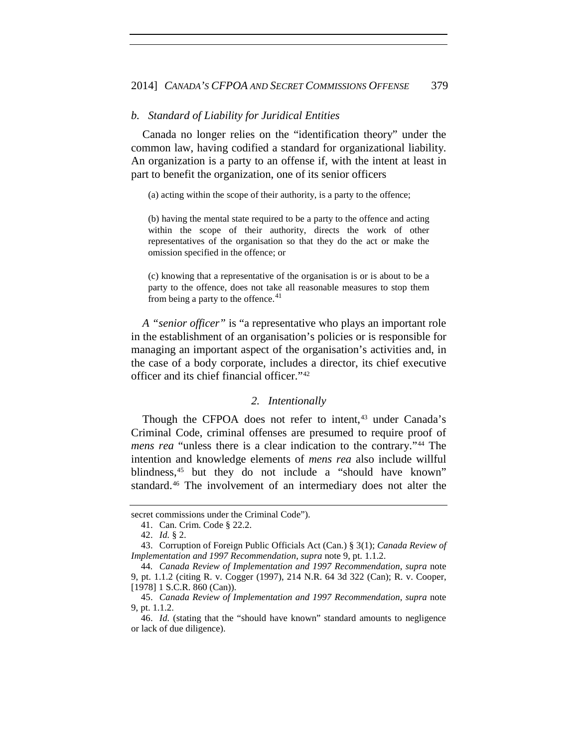### *b. Standard of Liability for Juridical Entities*

Canada no longer relies on the "identification theory" under the common law, having codified a standard for organizational liability. An organization is a party to an offense if, with the intent at least in part to benefit the organization, one of its senior officers

> (a) acting within the scope of their authority, is a party to the offence;
>
> (b) having the mental state required to be a party to the offence and acting within the scope of their authority, directs the work of other representatives of the organisation so that they do the act or make the omission specified in the offence; or
>
> (c) knowing that a representative of the organisation is or is about to be a party to the offence, does not take all reasonable measures to stop them from being a party to the offence.[41]

*A "senior officer"* is "a representative who plays an important role in the establishment of an organisation's policies or is responsible for managing an important aspect of the organisation's activities and, in the case of a body corporate, includes a director, its chief executive officer and its chief financial officer."[42]

### *2. Intentionally*

Though the CFPOA does not refer to intent,[43] under Canada's Criminal Code, criminal offenses are presumed to require proof of *mens rea* "unless there is a clear indication to the contrary."[44] The intention and knowledge elements of *mens rea* also include willful blindness,[45] but they do not include a "should have known" standard.[46] The involvement of an intermediary does not alter the

---

secret commissions under the Criminal Code").

41. Can. Crim. Code § 22.2.

42. *Id.* § 2.

43. Corruption of Foreign Public Officials Act (Can.) § 3(1); *Canada Review of Implementation and 1997 Recommendation*, *supra* note 9, pt. 1.1.2.

44. *Canada Review of Implementation and 1997 Recommendation*, *supra* note 9, pt. 1.1.2 (citing R. v. Cogger (1997), 214 N.R. 64 3d 322 (Can); R. v. Cooper, [1978] 1 S.C.R. 860 (Can)).

45. *Canada Review of Implementation and 1997 Recommendation*, *supra* note 9, pt. 1.1.2.

46. *Id.* (stating that the "should have known" standard amounts to negligence or lack of due diligence).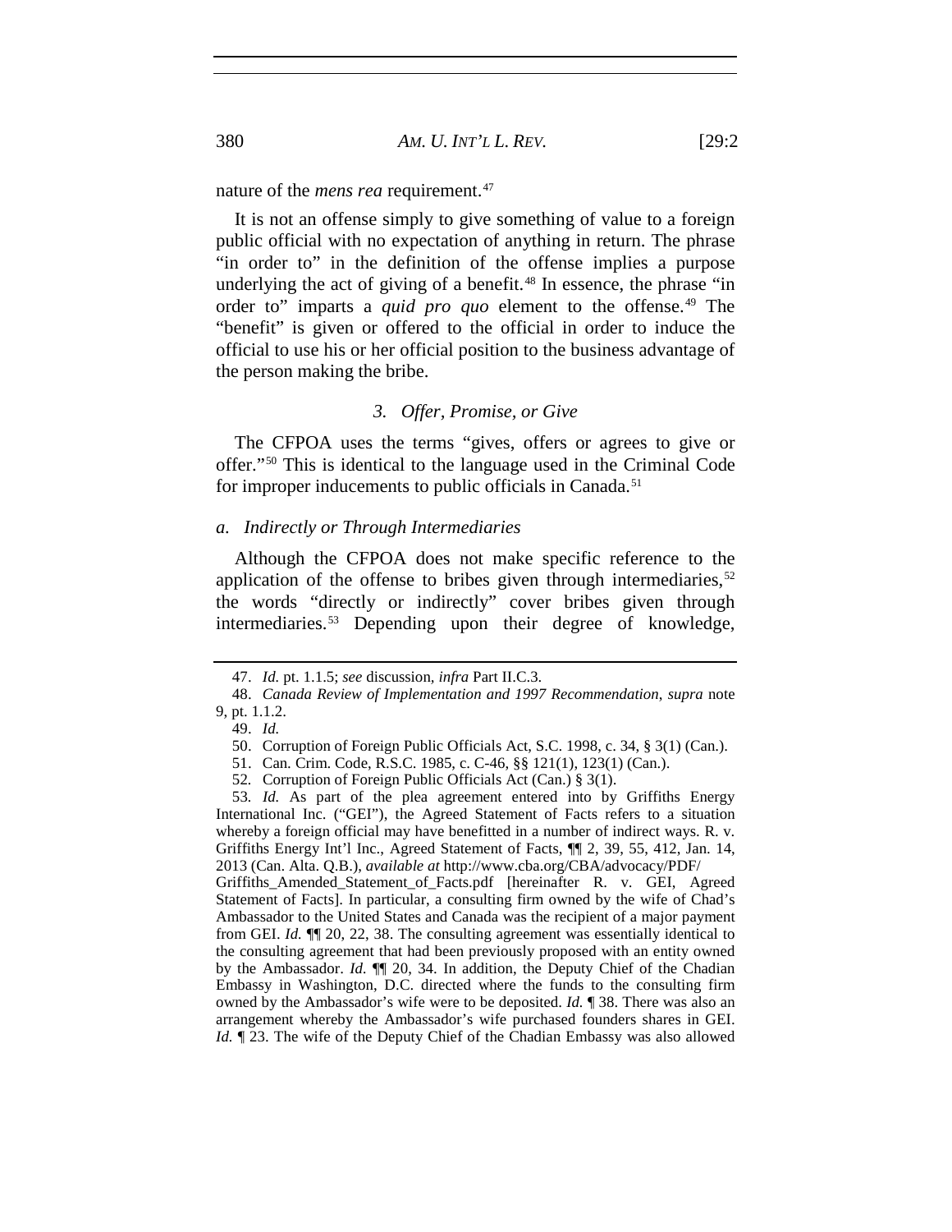nature of the *mens rea* requirement.[47]

It is not an offense simply to give something of value to a foreign public official with no expectation of anything in return. The phrase "in order to" in the definition of the offense implies a purpose underlying the act of giving of a benefit.[48] In essence, the phrase "in order to" imparts a *quid pro quo* element to the offense.[49] The "benefit" is given or offered to the official in order to induce the official to use his or her official position to the business advantage of the person making the bribe.

### 3. *Offer, Promise, or Give*

The CFPOA uses the terms "gives, offers or agrees to give or offer."[50] This is identical to the language used in the Criminal Code for improper inducements to public officials in Canada.[51]

#### a. *Indirectly or Through Intermediaries*

Although the CFPOA does not make specific reference to the application of the offense to bribes given through intermediaries,[52] the words "directly or indirectly" cover bribes given through intermediaries.[53] Depending upon their degree of knowledge,

---

47. *Id.* pt. 1.1.5; *see* discussion, *infra* Part II.C.3.

48. *Canada Review of Implementation and 1997 Recommendation, supra* note 9, pt. 1.1.2.

49. *Id.*

50. Corruption of Foreign Public Officials Act, S.C. 1998, c. 34, § 3(1) (Can.).

51. Can. Crim. Code, R.S.C. 1985, c. C-46, §§ 121(1), 123(1) (Can.).

52. Corruption of Foreign Public Officials Act (Can.) § 3(1).

53. *Id.* As part of the plea agreement entered into by Griffiths Energy International Inc. ("GEI"), the Agreed Statement of Facts refers to a situation whereby a foreign official may have benefitted in a number of indirect ways. R. v. Griffiths Energy Int'l Inc., Agreed Statement of Facts, ¶¶ 2, 39, 55, 412, Jan. 14, 2013 (Can. Alta. Q.B.), *available at* http://www.cba.org/CBA/advocacy/PDF/Griffiths_Amended_Statement_of_Facts.pdf [hereinafter R. v. GEI, Agreed Statement of Facts]. In particular, a consulting firm owned by the wife of Chad's Ambassador to the United States and Canada was the recipient of a major payment from GEI. *Id.* ¶¶ 20, 22, 38. The consulting agreement was essentially identical to the consulting agreement that had been previously proposed with an entity owned by the Ambassador. *Id.* ¶¶ 20, 34. In addition, the Deputy Chief of the Chadian Embassy in Washington, D.C. directed where the funds to the consulting firm owned by the Ambassador's wife were to be deposited. *Id.* ¶ 38. There was also an arrangement whereby the Ambassador's wife purchased founders shares in GEI. *Id.* ¶ 23. The wife of the Deputy Chief of the Chadian Embassy was also allowed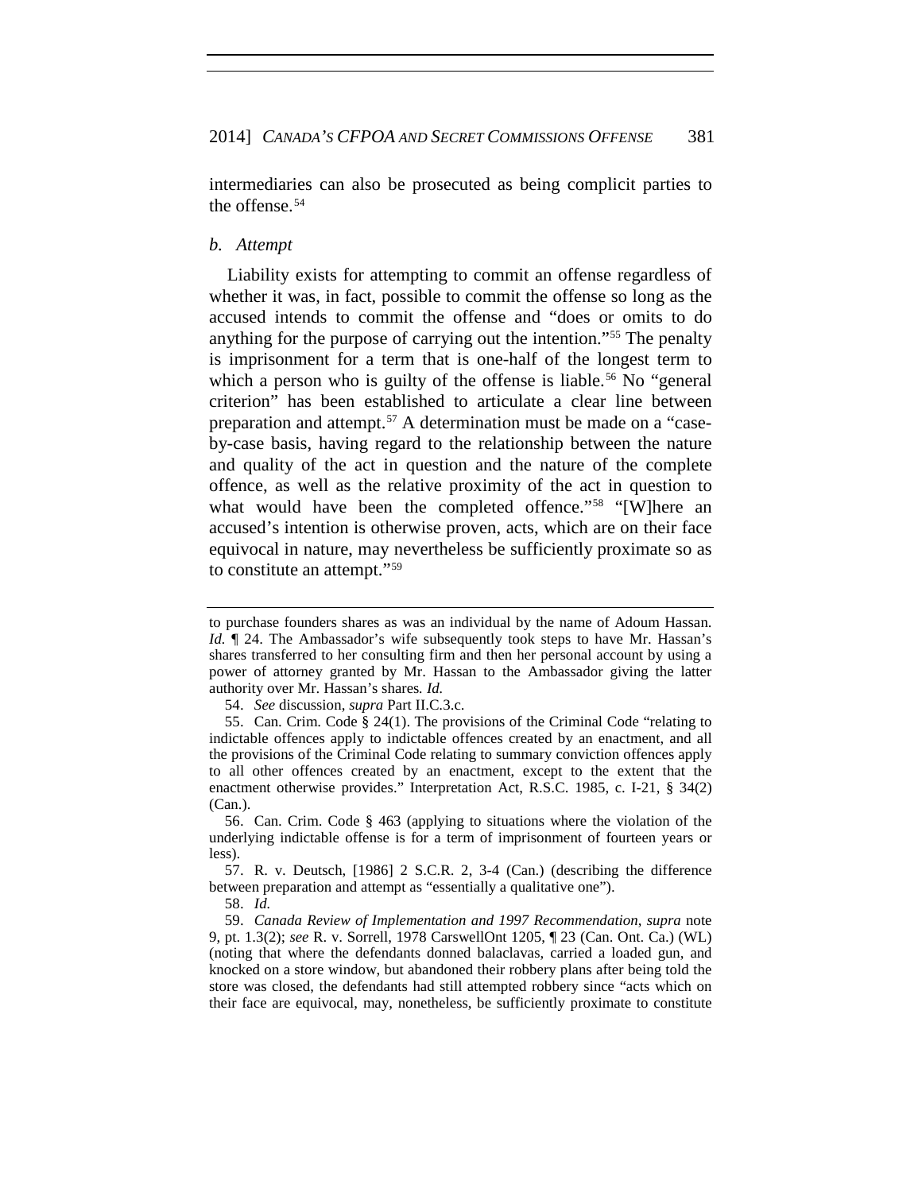intermediaries can also be prosecuted as being complicit parties to the offense.[54]

*b. Attempt*

Liability exists for attempting to commit an offense regardless of whether it was, in fact, possible to commit the offense so long as the accused intends to commit the offense and "does or omits to do anything for the purpose of carrying out the intention."[55] The penalty is imprisonment for a term that is one-half of the longest term to which a person who is guilty of the offense is liable.[56] No "general criterion" has been established to articulate a clear line between preparation and attempt.[57] A determination must be made on a "case-by-case basis, having regard to the relationship between the nature and quality of the act in question and the nature of the complete offence, as well as the relative proximity of the act in question to what would have been the completed offence."[58] "[W]here an accused's intention is otherwise proven, acts, which are on their face equivocal in nature, may nevertheless be sufficiently proximate so as to constitute an attempt."[59]

---

to purchase founders shares as was an individual by the name of Adoum Hassan. *Id.* ¶ 24. The Ambassador's wife subsequently took steps to have Mr. Hassan's shares transferred to her consulting firm and then her personal account by using a power of attorney granted by Mr. Hassan to the Ambassador giving the latter authority over Mr. Hassan's shares. *Id.*

54. *See* discussion, *supra* Part II.C.3.c.

55. Can. Crim. Code § 24(1). The provisions of the Criminal Code "relating to indictable offences apply to indictable offences created by an enactment, and all the provisions of the Criminal Code relating to summary conviction offences apply to all other offences created by an enactment, except to the extent that the enactment otherwise provides." Interpretation Act, R.S.C. 1985, c. I-21, § 34(2) (Can.).

56. Can. Crim. Code § 463 (applying to situations where the violation of the underlying indictable offense is for a term of imprisonment of fourteen years or less).

57. R. v. Deutsch, [1986] 2 S.C.R. 2, 3-4 (Can.) (describing the difference between preparation and attempt as "essentially a qualitative one").

58. *Id.*

59. *Canada Review of Implementation and 1997 Recommendation*, *supra* note 9, pt. 1.3(2); *see* R. v. Sorrell, 1978 CarswellOnt 1205, ¶ 23 (Can. Ont. Ca.) (WL) (noting that where the defendants donned balaclavas, carried a loaded gun, and knocked on a store window, but abandoned their robbery plans after being told the store was closed, the defendants had still attempted robbery since "acts which on their face are equivocal, may, nonetheless, be sufficiently proximate to constitute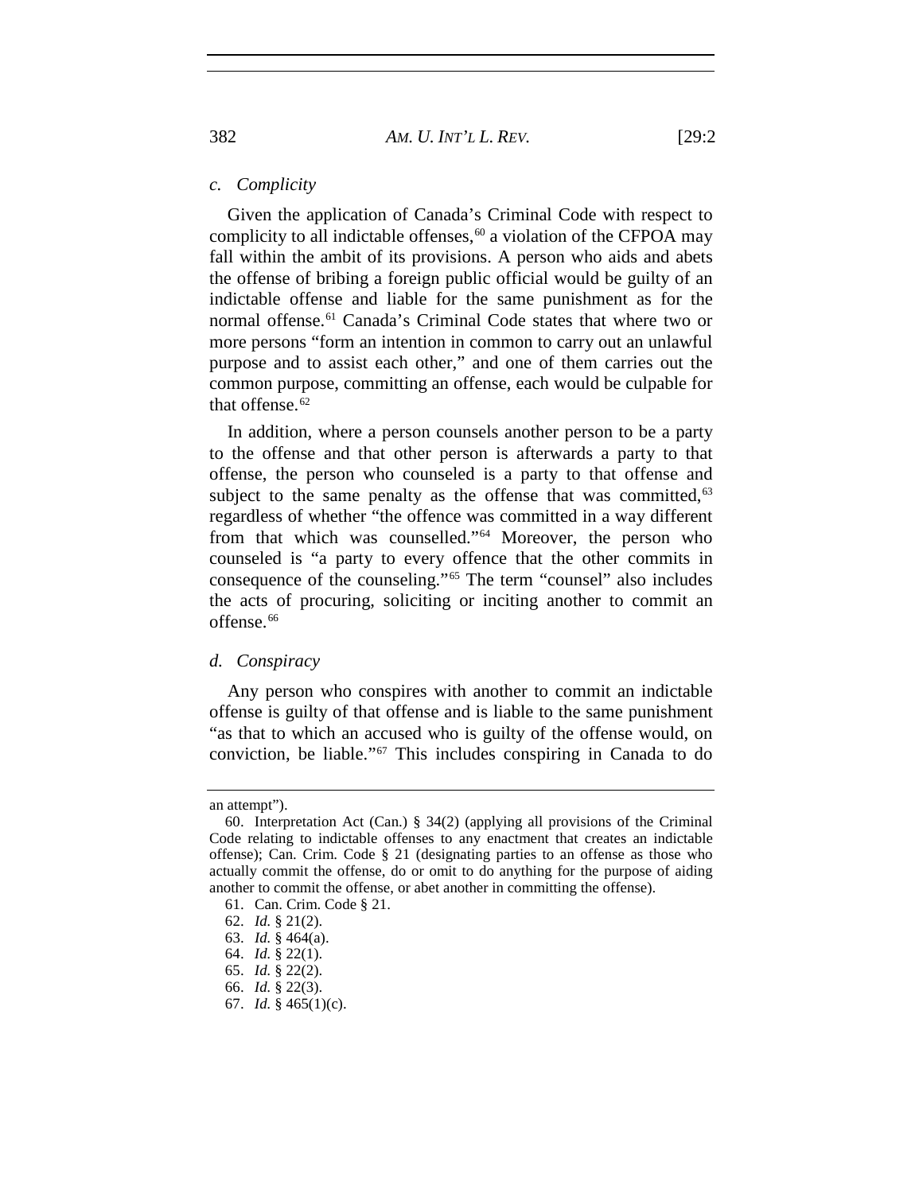*c. Complicity*

Given the application of Canada's Criminal Code with respect to complicity to all indictable offenses,[60] a violation of the CFPOA may fall within the ambit of its provisions. A person who aids and abets the offense of bribing a foreign public official would be guilty of an indictable offense and liable for the same punishment as for the normal offense.[61] Canada's Criminal Code states that where two or more persons "form an intention in common to carry out an unlawful purpose and to assist each other," and one of them carries out the common purpose, committing an offense, each would be culpable for that offense.[62]

In addition, where a person counsels another person to be a party to the offense and that other person is afterwards a party to that offense, the person who counseled is a party to that offense and subject to the same penalty as the offense that was committed,[63] regardless of whether "the offence was committed in a way different from that which was counselled."[64] Moreover, the person who counseled is "a party to every offence that the other commits in consequence of the counseling."[65] The term "counsel" also includes the acts of procuring, soliciting or inciting another to commit an offense.[66]

*d. Conspiracy*

Any person who conspires with another to commit an indictable offense is guilty of that offense and is liable to the same punishment "as that to which an accused who is guilty of the offense would, on conviction, be liable."[67] This includes conspiring in Canada to do

---

an attempt").

60. Interpretation Act (Can.) § 34(2) (applying all provisions of the Criminal Code relating to indictable offenses to any enactment that creates an indictable offense); Can. Crim. Code § 21 (designating parties to an offense as those who actually commit the offense, do or omit to do anything for the purpose of aiding another to commit the offense, or abet another in committing the offense).

61. Can. Crim. Code § 21.

62. *Id.* § 21(2).

63. *Id.* § 464(a).

64. *Id.* § 22(1).

65. *Id.* § 22(2).

66. *Id.* § 22(3).

67. *Id.* § 465(1)(c).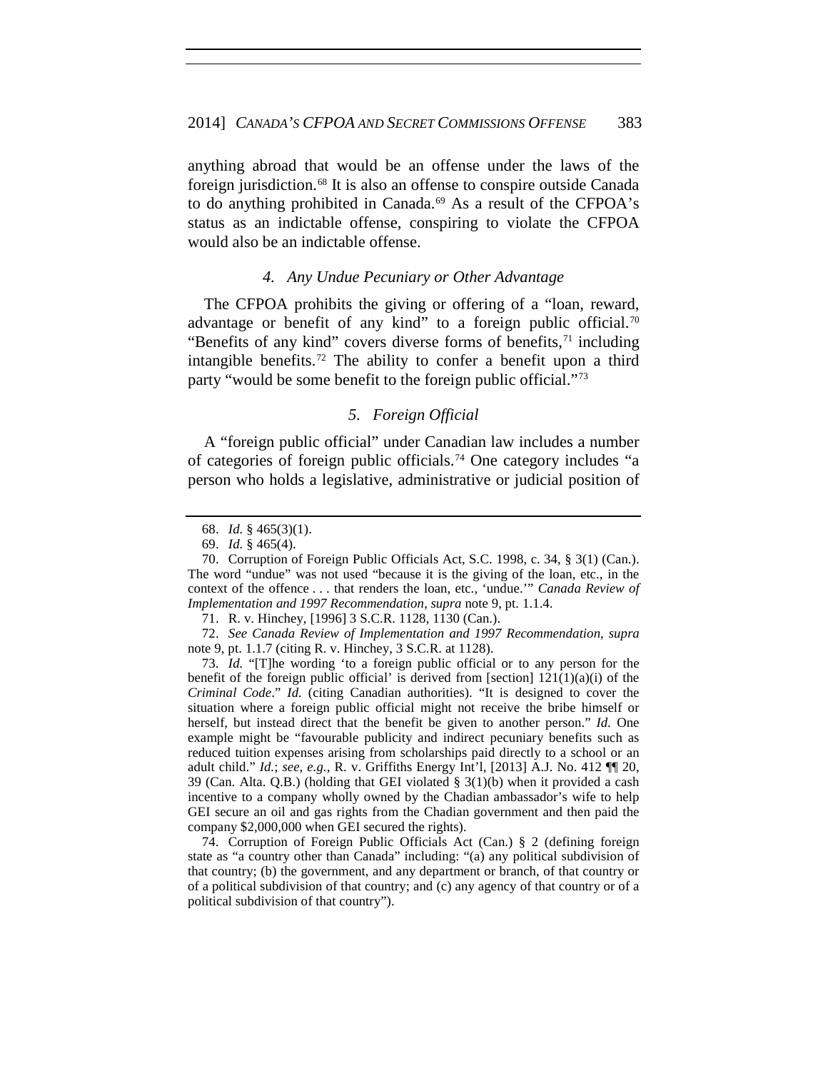anything abroad that would be an offense under the laws of the foreign jurisdiction.[68] It is also an offense to conspire outside Canada to do anything prohibited in Canada.[69] As a result of the CFPOA's status as an indictable offense, conspiring to violate the CFPOA would also be an indictable offense.

#### *4. Any Undue Pecuniary or Other Advantage*

The CFPOA prohibits the giving or offering of a "loan, reward, advantage or benefit of any kind" to a foreign public official.[70] "Benefits of any kind" covers diverse forms of benefits,[71] including intangible benefits.[72] The ability to confer a benefit upon a third party "would be some benefit to the foreign public official."[73]

#### *5. Foreign Official*

A "foreign public official" under Canadian law includes a number of categories of foreign public officials.[74] One category includes "a person who holds a legislative, administrative or judicial position of

---

68. *Id.* § 465(3)(1).

69. *Id.* § 465(4).

70. Corruption of Foreign Public Officials Act, S.C. 1998, c. 34, § 3(1) (Can.). The word "undue" was not used "because it is the giving of the loan, etc., in the context of the offence . . . that renders the loan, etc., 'undue.'" *Canada Review of Implementation and 1997 Recommendation*, *supra* note 9, pt. 1.1.4.

71. R. v. Hinchey, [1996] 3 S.C.R. 1128, 1130 (Can.).

72. *See Canada Review of Implementation and 1997 Recommendation*, *supra* note 9, pt. 1.1.7 (citing R. v. Hinchey, 3 S.C.R. at 1128).

73. *Id.* "[T]he wording 'to a foreign public official or to any person for the benefit of the foreign public official' is derived from [section] 121(1)(a)(i) of the *Criminal Code*." *Id.* (citing Canadian authorities). "It is designed to cover the situation where a foreign public official might not receive the bribe himself or herself, but instead direct that the benefit be given to another person." *Id.* One example might be "favourable publicity and indirect pecuniary benefits such as reduced tuition expenses arising from scholarships paid directly to a school or an adult child." *Id.*; *see, e.g.*, R. v. Griffiths Energy Int'l, [2013] A.J. No. 412 ¶¶ 20, 39 (Can. Alta. Q.B.) (holding that GEI violated § 3(1)(b) when it provided a cash incentive to a company wholly owned by the Chadian ambassador's wife to help GEI secure an oil and gas rights from the Chadian government and then paid the company $2,000,000 when GEI secured the rights).

74. Corruption of Foreign Public Officials Act (Can.) § 2 (defining foreign state as "a country other than Canada" including: "(a) any political subdivision of that country; (b) the government, and any department or branch, of that country or of a political subdivision of that country; and (c) any agency of that country or of a political subdivision of that country").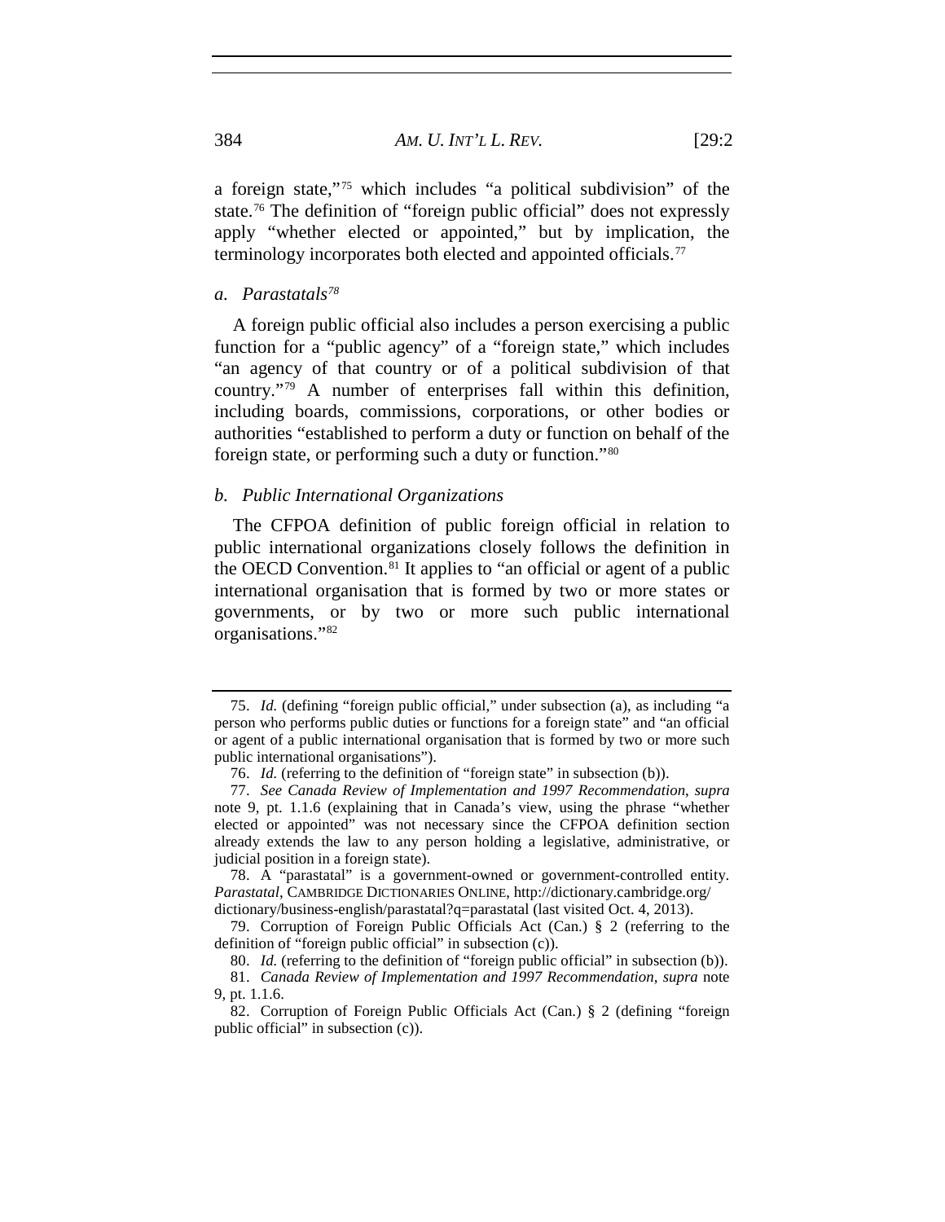a foreign state,"[75] which includes "a political subdivision" of the state.[76] The definition of "foreign public official" does not expressly apply "whether elected or appointed," but by implication, the terminology incorporates both elected and appointed officials.[77]

### *a. Parastatals*[78]

A foreign public official also includes a person exercising a public function for a "public agency" of a "foreign state," which includes "an agency of that country or of a political subdivision of that country."[79] A number of enterprises fall within this definition, including boards, commissions, corporations, or other bodies or authorities "established to perform a duty or function on behalf of the foreign state, or performing such a duty or function."[80]

### *b. Public International Organizations*

The CFPOA definition of public foreign official in relation to public international organizations closely follows the definition in the OECD Convention.[81] It applies to "an official or agent of a public international organisation that is formed by two or more states or governments, or by two or more such public international organisations."[82]

---

75. *Id.* (defining "foreign public official," under subsection (a), as including "a person who performs public duties or functions for a foreign state" and "an official or agent of a public international organisation that is formed by two or more such public international organisations").

76. *Id.* (referring to the definition of "foreign state" in subsection (b)).

77. *See Canada Review of Implementation and 1997 Recommendation*, *supra* note 9, pt. 1.1.6 (explaining that in Canada's view, using the phrase "whether elected or appointed" was not necessary since the CFPOA definition section already extends the law to any person holding a legislative, administrative, or judicial position in a foreign state).

78. A "parastatal" is a government-owned or government-controlled entity. *Parastatal*, CAMBRIDGE DICTIONARIES ONLINE, http://dictionary.cambridge.org/dictionary/business-english/parastatal?q=parastatal (last visited Oct. 4, 2013).

79. Corruption of Foreign Public Officials Act (Can.) § 2 (referring to the definition of "foreign public official" in subsection (c)).

80. *Id.* (referring to the definition of "foreign public official" in subsection (b)).

81. *Canada Review of Implementation and 1997 Recommendation*, *supra* note 9, pt. 1.1.6.

82. Corruption of Foreign Public Officials Act (Can.) § 2 (defining "foreign public official" in subsection (c)).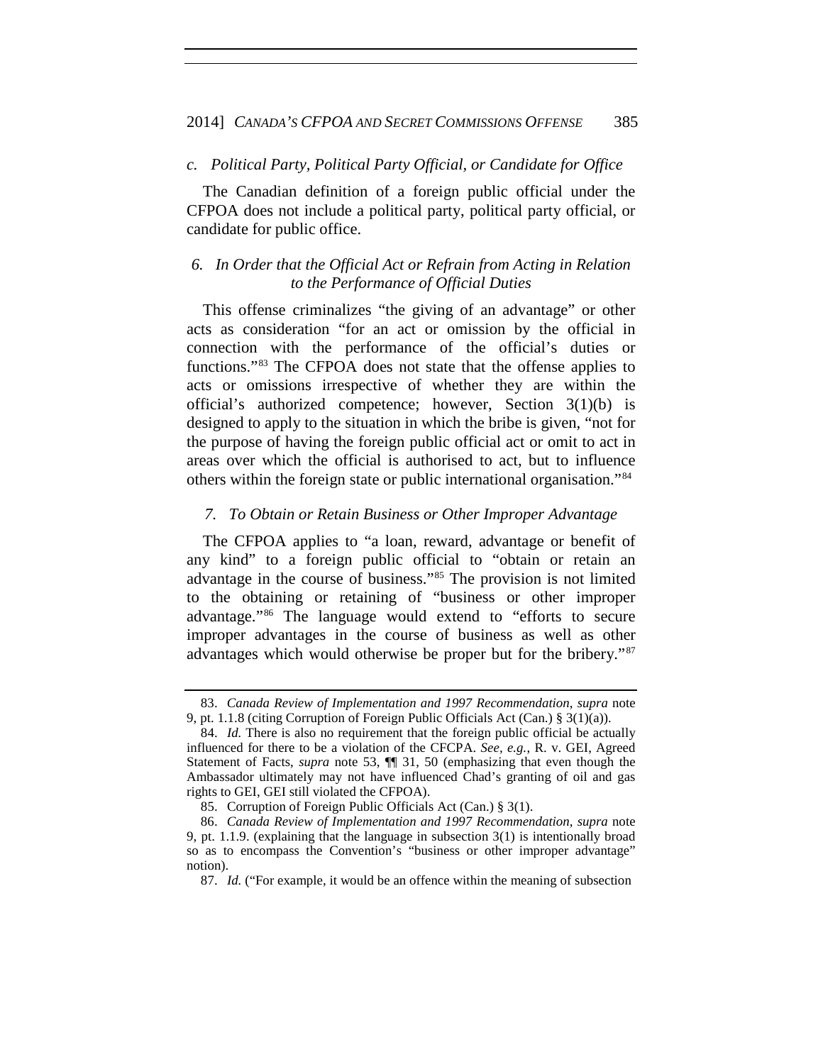*c. Political Party, Political Party Official, or Candidate for Office*

The Canadian definition of a foreign public official under the CFPOA does not include a political party, political party official, or candidate for public office.

### *6. In Order that the Official Act or Refrain from Acting in Relation to the Performance of Official Duties*

This offense criminalizes "the giving of an advantage" or other acts as consideration "for an act or omission by the official in connection with the performance of the official's duties or functions."[83] The CFPOA does not state that the offense applies to acts or omissions irrespective of whether they are within the official's authorized competence; however, Section 3(1)(b) is designed to apply to the situation in which the bribe is given, "not for the purpose of having the foreign public official act or omit to act in areas over which the official is authorised to act, but to influence others within the foreign state or public international organisation."[84]

### *7. To Obtain or Retain Business or Other Improper Advantage*

The CFPOA applies to "a loan, reward, advantage or benefit of any kind" to a foreign public official to "obtain or retain an advantage in the course of business."[85] The provision is not limited to the obtaining or retaining of "business or other improper advantage."[86] The language would extend to "efforts to secure improper advantages in the course of business as well as other advantages which would otherwise be proper but for the bribery."[87]

---

83. *Canada Review of Implementation and 1997 Recommendation*, *supra* note 9, pt. 1.1.8 (citing Corruption of Foreign Public Officials Act (Can.) § 3(1)(a)).

84. *Id.* There is also no requirement that the foreign public official be actually influenced for there to be a violation of the CFCPA. *See, e.g.*, R. v. GEI, Agreed Statement of Facts, *supra* note 53, ¶¶ 31, 50 (emphasizing that even though the Ambassador ultimately may not have influenced Chad's granting of oil and gas rights to GEI, GEI still violated the CFPOA).

85. Corruption of Foreign Public Officials Act (Can.) § 3(1).

86. *Canada Review of Implementation and 1997 Recommendation*, *supra* note 9, pt. 1.1.9. (explaining that the language in subsection 3(1) is intentionally broad so as to encompass the Convention's "business or other improper advantage" notion).

87. *Id.* ("For example, it would be an offence within the meaning of subsection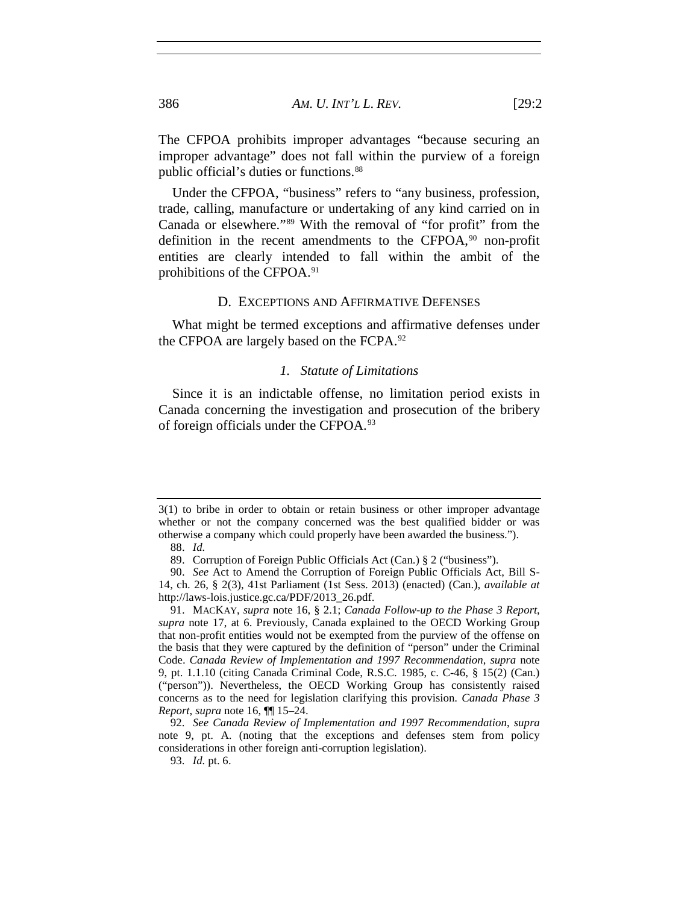The CFPOA prohibits improper advantages "because securing an improper advantage" does not fall within the purview of a foreign public official's duties or functions.[88]

Under the CFPOA, "business" refers to "any business, profession, trade, calling, manufacture or undertaking of any kind carried on in Canada or elsewhere."[89] With the removal of "for profit" from the definition in the recent amendments to the CFPOA,[90] non-profit entities are clearly intended to fall within the ambit of the prohibitions of the CFPOA.[91]

### D. EXCEPTIONS AND AFFIRMATIVE DEFENSES

What might be termed exceptions and affirmative defenses under the CFPOA are largely based on the FCPA.[92]

#### *1. Statute of Limitations*

Since it is an indictable offense, no limitation period exists in Canada concerning the investigation and prosecution of the bribery of foreign officials under the CFPOA.[93]

---

3(1) to bribe in order to obtain or retain business or other improper advantage whether or not the company concerned was the best qualified bidder or was otherwise a company which could properly have been awarded the business.").

88. *Id.*

89. Corruption of Foreign Public Officials Act (Can.) § 2 ("business").

90. *See* Act to Amend the Corruption of Foreign Public Officials Act, Bill S-14, ch. 26, § 2(3), 41st Parliament (1st Sess. 2013) (enacted) (Can.), *available at* http://laws-lois.justice.gc.ca/PDF/2013_26.pdf.

91. MACKAY, *supra* note 16, § 2.1; *Canada Follow-up to the Phase 3 Report*, *supra* note 17, at 6. Previously, Canada explained to the OECD Working Group that non-profit entities would not be exempted from the purview of the offense on the basis that they were captured by the definition of "person" under the Criminal Code. *Canada Review of Implementation and 1997 Recommendation*, *supra* note 9, pt. 1.1.10 (citing Canada Criminal Code, R.S.C. 1985, c. C-46, § 15(2) (Can.) ("person")). Nevertheless, the OECD Working Group has consistently raised concerns as to the need for legislation clarifying this provision. *Canada Phase 3 Report*, *supra* note 16, ¶¶ 15–24.

92. *See Canada Review of Implementation and 1997 Recommendation*, *supra* note 9, pt. A. (noting that the exceptions and defenses stem from policy considerations in other foreign anti-corruption legislation).

93. *Id.* pt. 6.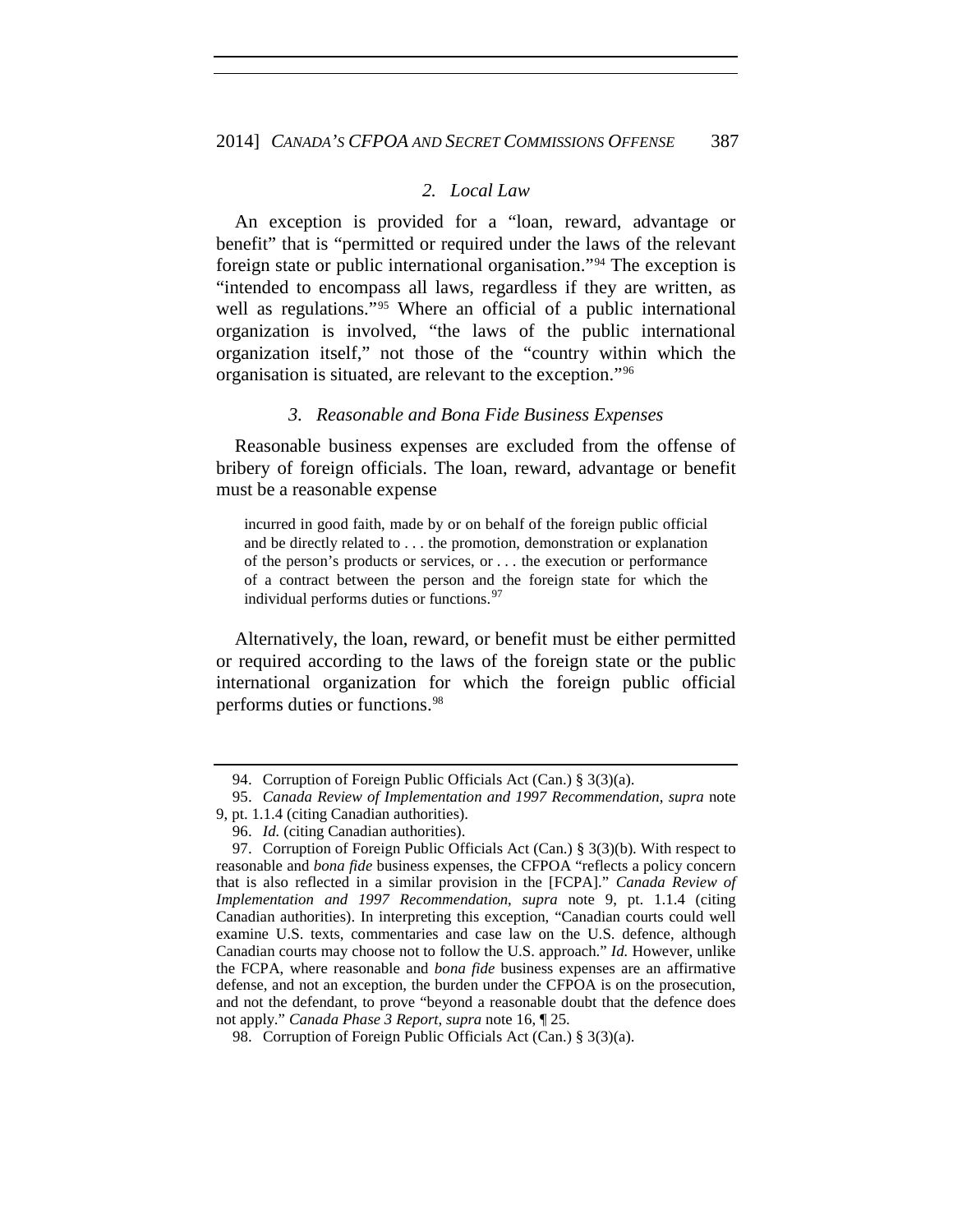### *2. Local Law*

An exception is provided for a "loan, reward, advantage or benefit" that is "permitted or required under the laws of the relevant foreign state or public international organisation."[94] The exception is "intended to encompass all laws, regardless if they are written, as well as regulations."[95] Where an official of a public international organization is involved, "the laws of the public international organization itself," not those of the "country within which the organisation is situated, are relevant to the exception."[96]

### *3. Reasonable and Bona Fide Business Expenses*

Reasonable business expenses are excluded from the offense of bribery of foreign officials. The loan, reward, advantage or benefit must be a reasonable expense

> incurred in good faith, made by or on behalf of the foreign public official and be directly related to . . . the promotion, demonstration or explanation of the person's products or services, or . . . the execution or performance of a contract between the person and the foreign state for which the individual performs duties or functions.[97]

Alternatively, the loan, reward, or benefit must be either permitted or required according to the laws of the foreign state or the public international organization for which the foreign public official performs duties or functions.[98]

---

94. Corruption of Foreign Public Officials Act (Can.) § 3(3)(a).

95. *Canada Review of Implementation and 1997 Recommendation*, *supra* note 9, pt. 1.1.4 (citing Canadian authorities).

96. *Id.* (citing Canadian authorities).

97. Corruption of Foreign Public Officials Act (Can.) § 3(3)(b). With respect to reasonable and *bona fide* business expenses, the CFPOA "reflects a policy concern that is also reflected in a similar provision in the [FCPA]." *Canada Review of Implementation and 1997 Recommendation*, *supra* note 9, pt. 1.1.4 (citing Canadian authorities). In interpreting this exception, "Canadian courts could well examine U.S. texts, commentaries and case law on the U.S. defence, although Canadian courts may choose not to follow the U.S. approach." *Id.* However, unlike the FCPA, where reasonable and *bona fide* business expenses are an affirmative defense, and not an exception, the burden under the CFPOA is on the prosecution, and not the defendant, to prove "beyond a reasonable doubt that the defence does not apply." *Canada Phase 3 Report*, *supra* note 16, ¶ 25.

98. Corruption of Foreign Public Officials Act (Can.) § 3(3)(a).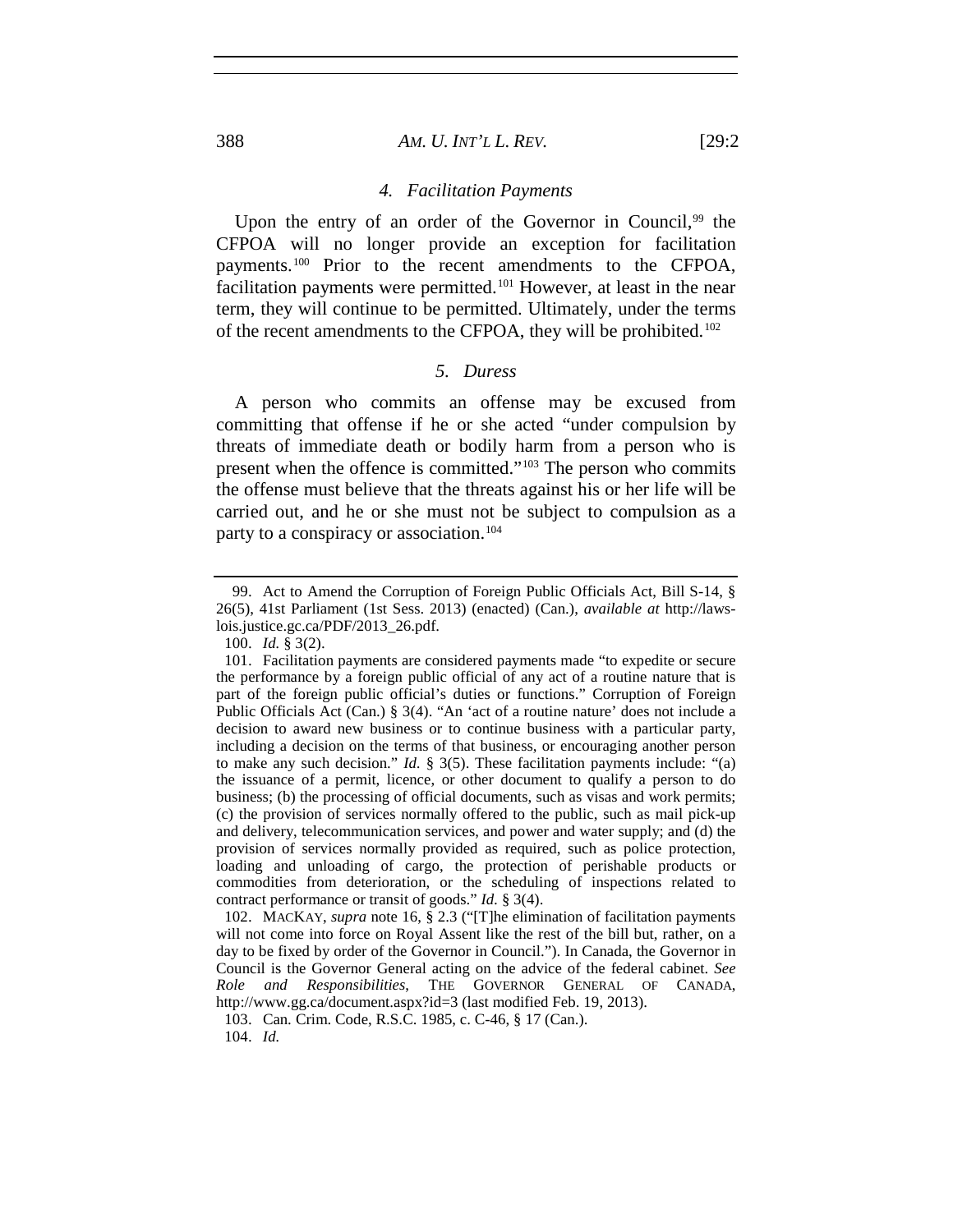#### 4. *Facilitation Payments*

Upon the entry of an order of the Governor in Council,[99] the CFPOA will no longer provide an exception for facilitation payments.[100] Prior to the recent amendments to the CFPOA, facilitation payments were permitted.[101] However, at least in the near term, they will continue to be permitted. Ultimately, under the terms of the recent amendments to the CFPOA, they will be prohibited.[102]

#### 5. *Duress*

A person who commits an offense may be excused from committing that offense if he or she acted "under compulsion by threats of immediate death or bodily harm from a person who is present when the offence is committed."[103] The person who commits the offense must believe that the threats against his or her life will be carried out, and he or she must not be subject to compulsion as a party to a conspiracy or association.[104]

---

99. Act to Amend the Corruption of Foreign Public Officials Act, Bill S-14, § 26(5), 41st Parliament (1st Sess. 2013) (enacted) (Can.), *available at* http://laws-lois.justice.gc.ca/PDF/2013_26.pdf.

100. *Id.* § 3(2).

101. Facilitation payments are considered payments made "to expedite or secure the performance by a foreign public official of any act of a routine nature that is part of the foreign public official's duties or functions." Corruption of Foreign Public Officials Act (Can.) § 3(4). "An 'act of a routine nature' does not include a decision to award new business or to continue business with a particular party, including a decision on the terms of that business, or encouraging another person to make any such decision." *Id.* § 3(5). These facilitation payments include: "(a) the issuance of a permit, licence, or other document to qualify a person to do business; (b) the processing of official documents, such as visas and work permits; (c) the provision of services normally offered to the public, such as mail pick-up and delivery, telecommunication services, and power and water supply; and (d) the provision of services normally provided as required, such as police protection, loading and unloading of cargo, the protection of perishable products or commodities from deterioration, or the scheduling of inspections related to contract performance or transit of goods." *Id.* § 3(4).

102. MACKAY, *supra* note 16, § 2.3 ("[T]he elimination of facilitation payments will not come into force on Royal Assent like the rest of the bill but, rather, on a day to be fixed by order of the Governor in Council."). In Canada, the Governor in Council is the Governor General acting on the advice of the federal cabinet. *See Role and Responsibilities*, THE GOVERNOR GENERAL OF CANADA, http://www.gg.ca/document.aspx?id=3 (last modified Feb. 19, 2013).

103. Can. Crim. Code, R.S.C. 1985, c. C-46, § 17 (Can.).

104. *Id.*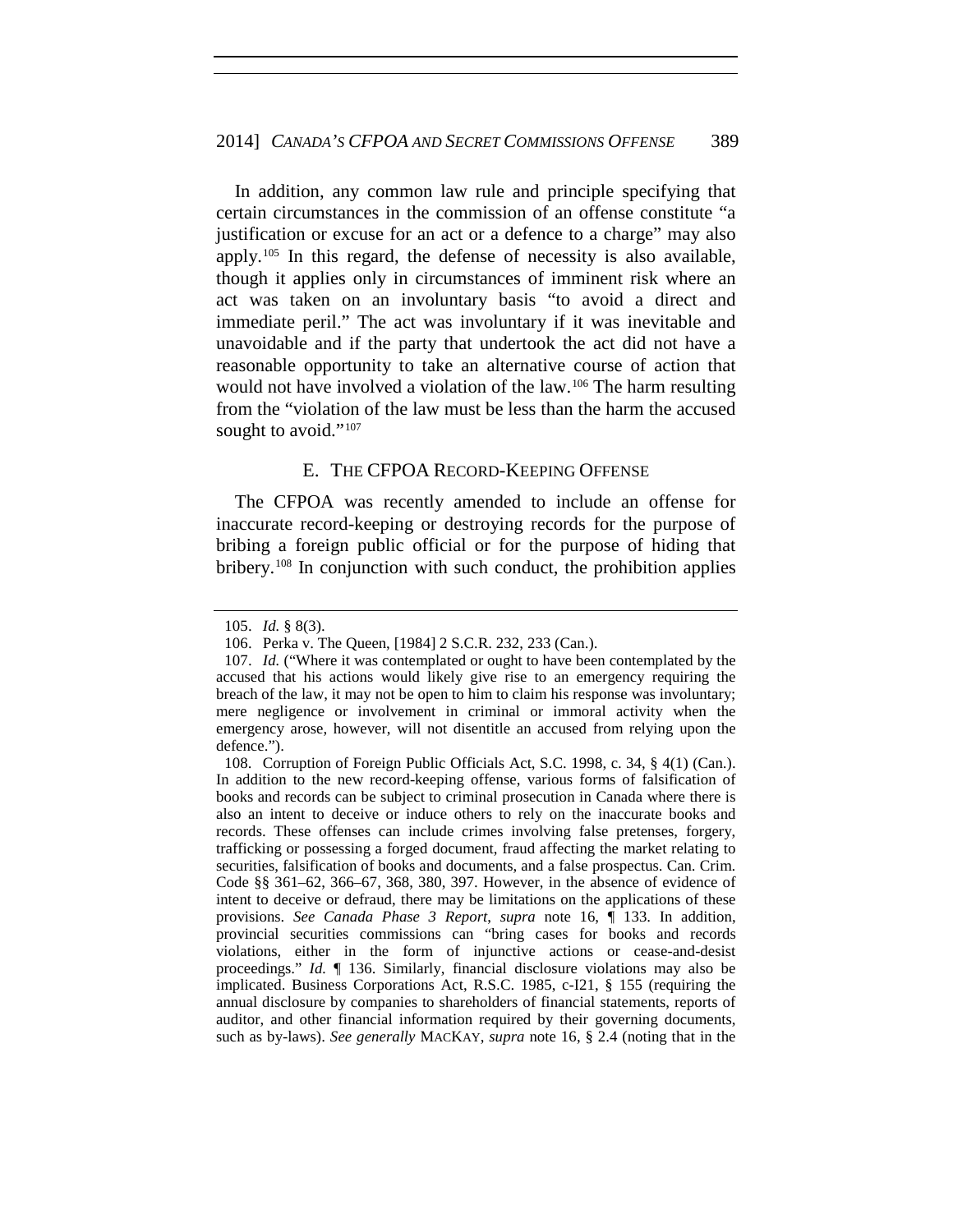In addition, any common law rule and principle specifying that certain circumstances in the commission of an offense constitute "a justification or excuse for an act or a defence to a charge" may also apply.[105] In this regard, the defense of necessity is also available, though it applies only in circumstances of imminent risk where an act was taken on an involuntary basis "to avoid a direct and immediate peril." The act was involuntary if it was inevitable and unavoidable and if the party that undertook the act did not have a reasonable opportunity to take an alternative course of action that would not have involved a violation of the law.[106] The harm resulting from the "violation of the law must be less than the harm the accused sought to avoid."[107]

## E. THE CFPOA RECORD-KEEPING OFFENSE

The CFPOA was recently amended to include an offense for inaccurate record-keeping or destroying records for the purpose of bribing a foreign public official or for the purpose of hiding that bribery.[108] In conjunction with such conduct, the prohibition applies

105. *Id.* § 8(3).

106. Perka v. The Queen, [1984] 2 S.C.R. 232, 233 (Can.).

107. *Id.* ("Where it was contemplated or ought to have been contemplated by the accused that his actions would likely give rise to an emergency requiring the breach of the law, it may not be open to him to claim his response was involuntary; mere negligence or involvement in criminal or immoral activity when the emergency arose, however, will not disentitle an accused from relying upon the defence.").

108. Corruption of Foreign Public Officials Act, S.C. 1998, c. 34, § 4(1) (Can.). In addition to the new record-keeping offense, various forms of falsification of books and records can be subject to criminal prosecution in Canada where there is also an intent to deceive or induce others to rely on the inaccurate books and records. These offenses can include crimes involving false pretenses, forgery, trafficking or possessing a forged document, fraud affecting the market relating to securities, falsification of books and documents, and a false prospectus. Can. Crim. Code §§ 361–62, 366–67, 368, 380, 397. However, in the absence of evidence of intent to deceive or defraud, there may be limitations on the applications of these provisions. *See Canada Phase 3 Report*, *supra* note 16, ¶ 133. In addition, provincial securities commissions can "bring cases for books and records violations, either in the form of injunctive actions or cease-and-desist proceedings." *Id.* ¶ 136. Similarly, financial disclosure violations may also be implicated. Business Corporations Act, R.S.C. 1985, c-I21, § 155 (requiring the annual disclosure by companies to shareholders of financial statements, reports of auditor, and other financial information required by their governing documents, such as by-laws). *See generally* MACKAY, *supra* note 16, § 2.4 (noting that in the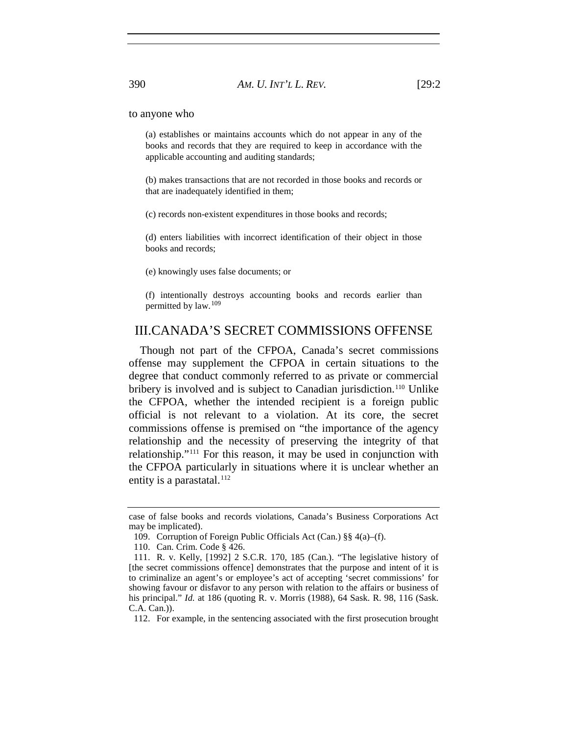to anyone who

> (a) establishes or maintains accounts which do not appear in any of the books and records that they are required to keep in accordance with the applicable accounting and auditing standards;
>
> (b) makes transactions that are not recorded in those books and records or that are inadequately identified in them;
>
> (c) records non-existent expenditures in those books and records;
>
> (d) enters liabilities with incorrect identification of their object in those books and records;
>
> (e) knowingly uses false documents; or
>
> (f) intentionally destroys accounting books and records earlier than permitted by law.[109]

## III. CANADA'S SECRET COMMISSIONS OFFENSE

Though not part of the CFPOA, Canada's secret commissions offense may supplement the CFPOA in certain situations to the degree that conduct commonly referred to as private or commercial bribery is involved and is subject to Canadian jurisdiction.[110] Unlike the CFPOA, whether the intended recipient is a foreign public official is not relevant to a violation. At its core, the secret commissions offense is premised on "the importance of the agency relationship and the necessity of preserving the integrity of that relationship."[111] For this reason, it may be used in conjunction with the CFPOA particularly in situations where it is unclear whether an entity is a parastatal.[112]

---

case of false books and records violations, Canada's Business Corporations Act may be implicated).

109. Corruption of Foreign Public Officials Act (Can.) §§ 4(a)–(f).

110. Can. Crim. Code § 426.

111. R. v. Kelly, [1992] 2 S.C.R. 170, 185 (Can.). "The legislative history of [the secret commissions offence] demonstrates that the purpose and intent of it is to criminalize an agent's or employee's act of accepting 'secret commissions' for showing favour or disfavor to any person with relation to the affairs or business of his principal." *Id.* at 186 (quoting R. v. Morris (1988), 64 Sask. R. 98, 116 (Sask. C.A. Can.)).

112. For example, in the sentencing associated with the first prosecution brought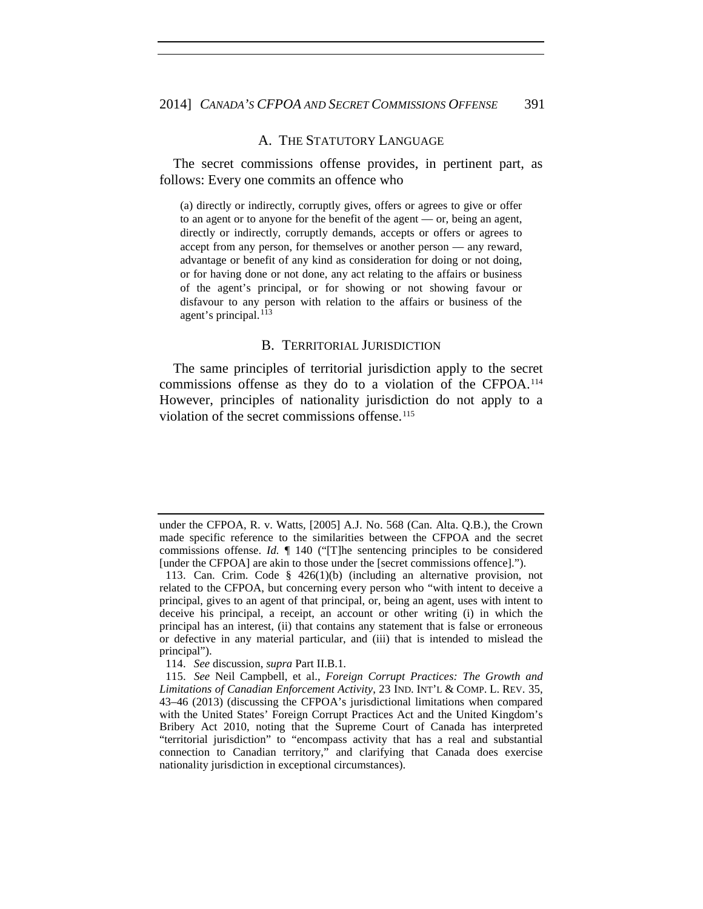### A. The Statutory Language

The secret commissions offense provides, in pertinent part, as follows: Every one commits an offence who

> (a) directly or indirectly, corruptly gives, offers or agrees to give or offer to an agent or to anyone for the benefit of the agent — or, being an agent, directly or indirectly, corruptly demands, accepts or offers or agrees to accept from any person, for themselves or another person — any reward, advantage or benefit of any kind as consideration for doing or not doing, or for having done or not done, any act relating to the affairs or business of the agent's principal, or for showing or not showing favour or disfavour to any person with relation to the affairs or business of the agent's principal.[113]

### B. Territorial Jurisdiction

The same principles of territorial jurisdiction apply to the secret commissions offense as they do to a violation of the CFPOA.[114] However, principles of nationality jurisdiction do not apply to a violation of the secret commissions offense.[115]

---

under the CFPOA, R. v. Watts, [2005] A.J. No. 568 (Can. Alta. Q.B.), the Crown made specific reference to the similarities between the CFPOA and the secret commissions offense. *Id.* ¶ 140 ("[T]he sentencing principles to be considered [under the CFPOA] are akin to those under the [secret commissions offence].").

113. Can. Crim. Code § 426(1)(b) (including an alternative provision, not related to the CFPOA, but concerning every person who "with intent to deceive a principal, gives to an agent of that principal, or, being an agent, uses with intent to deceive his principal, a receipt, an account or other writing (i) in which the principal has an interest, (ii) that contains any statement that is false or erroneous or defective in any material particular, and (iii) that is intended to mislead the principal").

114. *See* discussion, *supra* Part II.B.1.

115. *See* Neil Campbell, et al., *Foreign Corrupt Practices: The Growth and Limitations of Canadian Enforcement Activity*, 23 IND. INT'L & COMP. L. REV. 35, 43–46 (2013) (discussing the CFPOA's jurisdictional limitations when compared with the United States' Foreign Corrupt Practices Act and the United Kingdom's Bribery Act 2010, noting that the Supreme Court of Canada has interpreted "territorial jurisdiction" to "encompass activity that has a real and substantial connection to Canadian territory," and clarifying that Canada does exercise nationality jurisdiction in exceptional circumstances).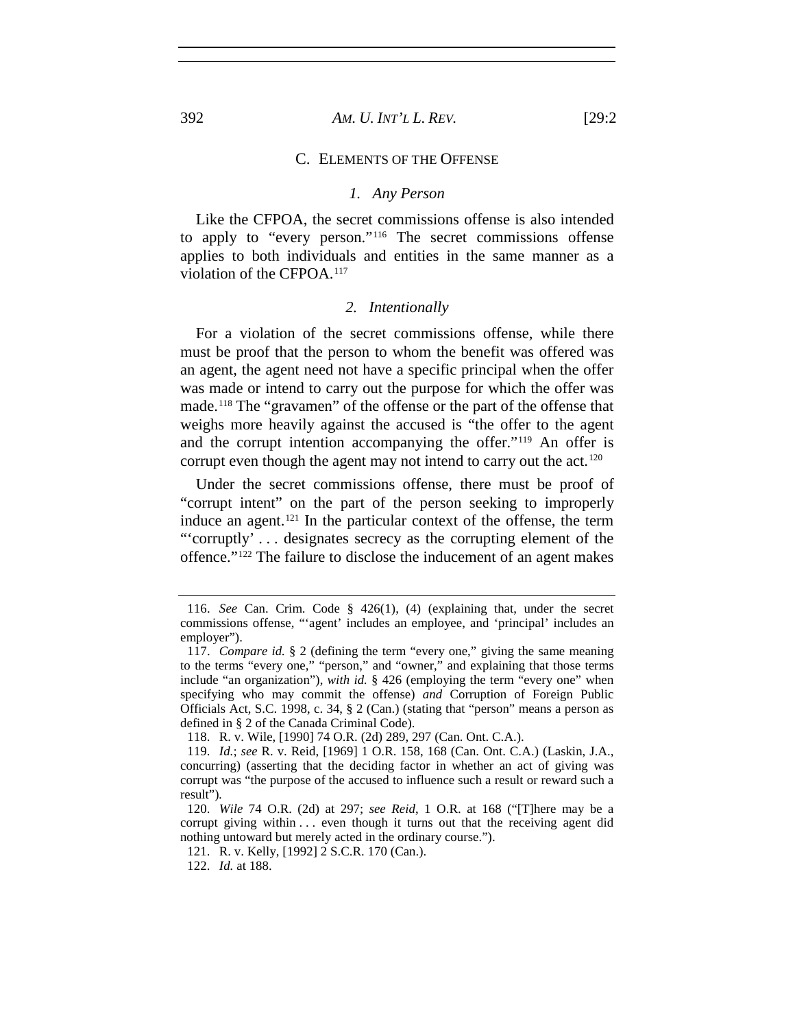### C. ELEMENTS OF THE OFFENSE

#### *1. Any Person*

Like the CFPOA, the secret commissions offense is also intended to apply to "every person."[116] The secret commissions offense applies to both individuals and entities in the same manner as a violation of the CFPOA.[117]

#### *2. Intentionally*

For a violation of the secret commissions offense, while there must be proof that the person to whom the benefit was offered was an agent, the agent need not have a specific principal when the offer was made or intend to carry out the purpose for which the offer was made.[118] The "gravamen" of the offense or the part of the offense that weighs more heavily against the accused is "the offer to the agent and the corrupt intention accompanying the offer."[119] An offer is corrupt even though the agent may not intend to carry out the act.[120]

Under the secret commissions offense, there must be proof of "corrupt intent" on the part of the person seeking to improperly induce an agent.[121] In the particular context of the offense, the term "'corruptly' . . . designates secrecy as the corrupting element of the offence."[122] The failure to disclose the inducement of an agent makes

---

116. *See* Can. Crim. Code § 426(1), (4) (explaining that, under the secret commissions offense, "'agent' includes an employee, and 'principal' includes an employer").

117. *Compare id.* § 2 (defining the term "every one," giving the same meaning to the terms "every one," "person," and "owner," and explaining that those terms include "an organization"), *with id.* § 426 (employing the term "every one" when specifying who may commit the offense) *and* Corruption of Foreign Public Officials Act, S.C. 1998, c. 34, § 2 (Can.) (stating that "person" means a person as defined in § 2 of the Canada Criminal Code).

118. R. v. Wile, [1990] 74 O.R. (2d) 289, 297 (Can. Ont. C.A.).

119. *Id.*; *see* R. v. Reid, [1969] 1 O.R. 158, 168 (Can. Ont. C.A.) (Laskin, J.A., concurring) (asserting that the deciding factor in whether an act of giving was corrupt was "the purpose of the accused to influence such a result or reward such a result").

120. *Wile* 74 O.R. (2d) at 297; *see Reid*, 1 O.R. at 168 ("[T]here may be a corrupt giving within . . . even though it turns out that the receiving agent did nothing untoward but merely acted in the ordinary course.").

121. R. v. Kelly, [1992] 2 S.C.R. 170 (Can.).

122. *Id.* at 188.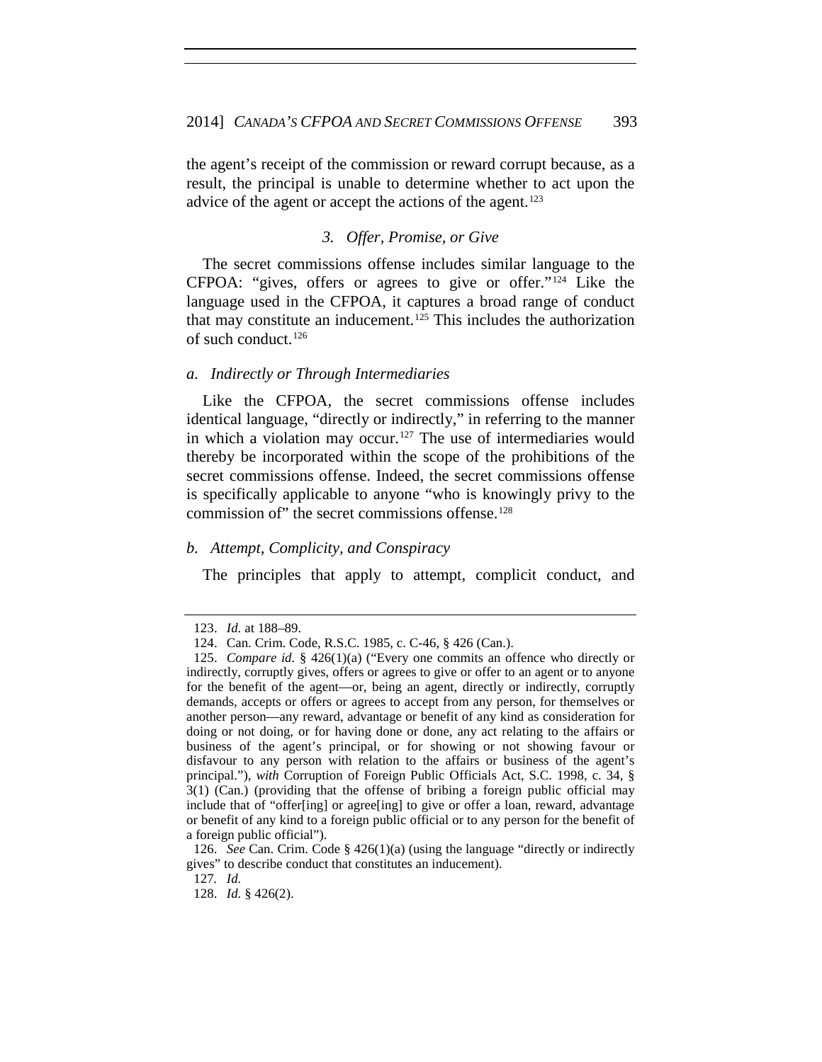the agent's receipt of the commission or reward corrupt because, as a result, the principal is unable to determine whether to act upon the advice of the agent or accept the actions of the agent.[123]

### *3. Offer, Promise, or Give*

The secret commissions offense includes similar language to the CFPOA: "gives, offers or agrees to give or offer."[124] Like the language used in the CFPOA, it captures a broad range of conduct that may constitute an inducement.[125] This includes the authorization of such conduct.[126]

#### *a. Indirectly or Through Intermediaries*

Like the CFPOA, the secret commissions offense includes identical language, "directly or indirectly," in referring to the manner in which a violation may occur.[127] The use of intermediaries would thereby be incorporated within the scope of the prohibitions of the secret commissions offense. Indeed, the secret commissions offense is specifically applicable to anyone "who is knowingly privy to the commission of" the secret commissions offense.[128]

#### *b. Attempt, Complicity, and Conspiracy*

The principles that apply to attempt, complicit conduct, and

---

123. *Id.* at 188–89.

124. Can. Crim. Code, R.S.C. 1985, c. C-46, § 426 (Can.).

125. *Compare id.* § 426(1)(a) ("Every one commits an offence who directly or indirectly, corruptly gives, offers or agrees to give or offer to an agent or to anyone for the benefit of the agent—or, being an agent, directly or indirectly, corruptly demands, accepts or offers or agrees to accept from any person, for themselves or another person—any reward, advantage or benefit of any kind as consideration for doing or not doing, or for having done or done, any act relating to the affairs or business of the agent's principal, or for showing or not showing favour or disfavour to any person with relation to the affairs or business of the agent's principal."), *with* Corruption of Foreign Public Officials Act, S.C. 1998, c. 34, § 3(1) (Can.) (providing that the offense of bribing a foreign public official may include that of "offer[ing] or agree[ing] to give or offer a loan, reward, advantage or benefit of any kind to a foreign public official or to any person for the benefit of a foreign public official").

126. *See* Can. Crim. Code § 426(1)(a) (using the language "directly or indirectly gives" to describe conduct that constitutes an inducement).

127. *Id.*

128. *Id.* § 426(2).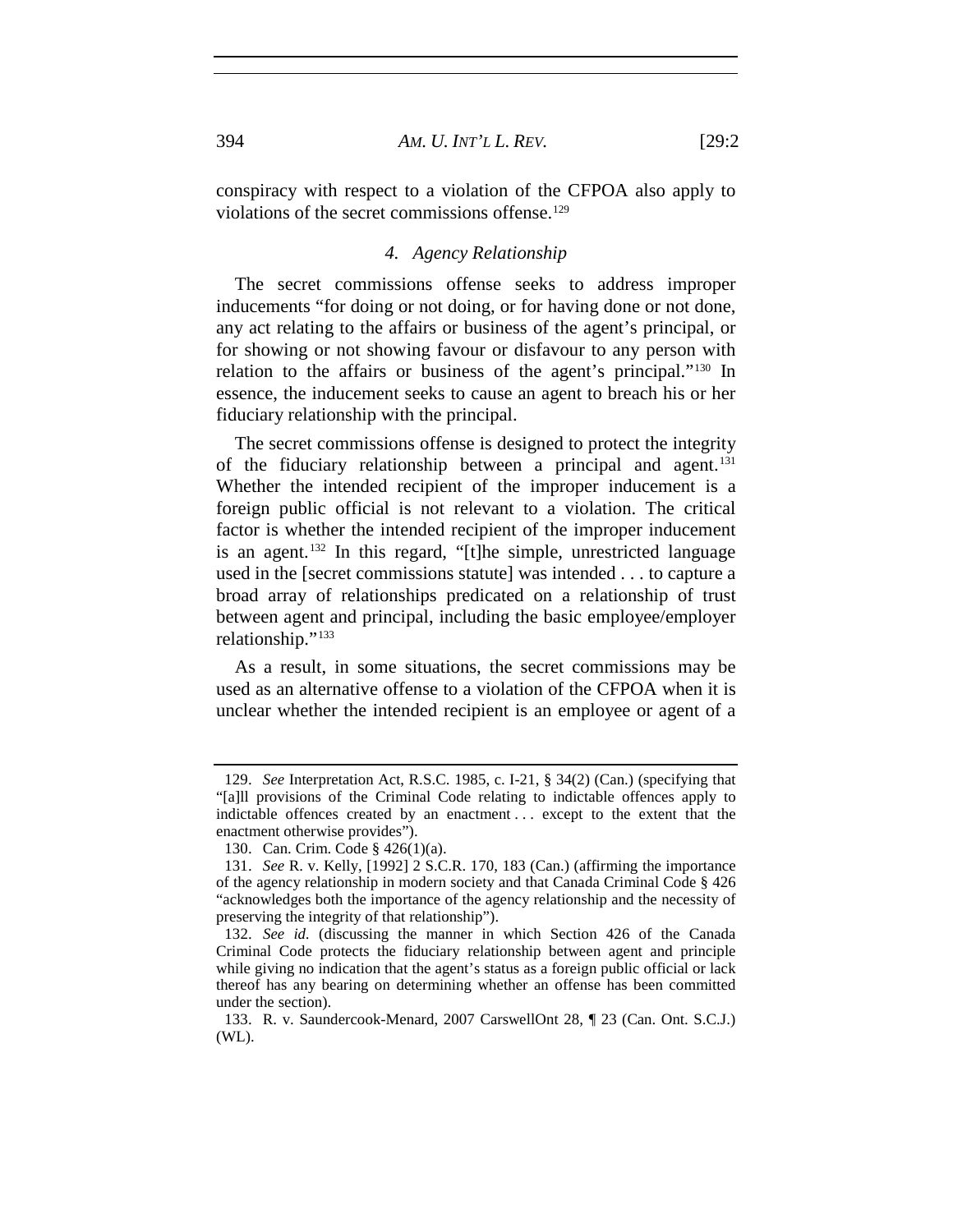conspiracy with respect to a violation of the CFPOA also apply to violations of the secret commissions offense.[129]

### *4. Agency Relationship*

The secret commissions offense seeks to address improper inducements "for doing or not doing, or for having done or not done, any act relating to the affairs or business of the agent's principal, or for showing or not showing favour or disfavour to any person with relation to the affairs or business of the agent's principal."[130] In essence, the inducement seeks to cause an agent to breach his or her fiduciary relationship with the principal.

The secret commissions offense is designed to protect the integrity of the fiduciary relationship between a principal and agent.[131] Whether the intended recipient of the improper inducement is a foreign public official is not relevant to a violation. The critical factor is whether the intended recipient of the improper inducement is an agent.[132] In this regard, "[t]he simple, unrestricted language used in the [secret commissions statute] was intended . . . to capture a broad array of relationships predicated on a relationship of trust between agent and principal, including the basic employee/employer relationship."[133]

As a result, in some situations, the secret commissions may be used as an alternative offense to a violation of the CFPOA when it is unclear whether the intended recipient is an employee or agent of a

---

129. *See* Interpretation Act, R.S.C. 1985, c. I-21, § 34(2) (Can.) (specifying that "[a]ll provisions of the Criminal Code relating to indictable offences apply to indictable offences created by an enactment . . . except to the extent that the enactment otherwise provides").

130. Can. Crim. Code § 426(1)(a).

131. *See* R. v. Kelly, [1992] 2 S.C.R. 170, 183 (Can.) (affirming the importance of the agency relationship in modern society and that Canada Criminal Code § 426 "acknowledges both the importance of the agency relationship and the necessity of preserving the integrity of that relationship").

132. *See id.* (discussing the manner in which Section 426 of the Canada Criminal Code protects the fiduciary relationship between agent and principle while giving no indication that the agent's status as a foreign public official or lack thereof has any bearing on determining whether an offense has been committed under the section).

133. R. v. Saundercook-Menard, 2007 CarswellOnt 28, ¶ 23 (Can. Ont. S.C.J.) (WL).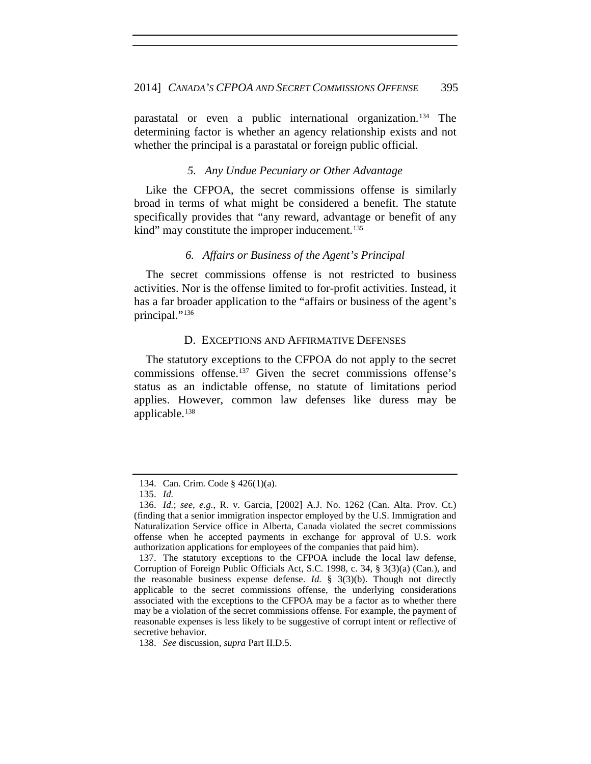parastatal or even a public international organization.[134] The determining factor is whether an agency relationship exists and not whether the principal is a parastatal or foreign public official.

#### *5. Any Undue Pecuniary or Other Advantage*

Like the CFPOA, the secret commissions offense is similarly broad in terms of what might be considered a benefit. The statute specifically provides that "any reward, advantage or benefit of any kind" may constitute the improper inducement.[135]

#### *6. Affairs or Business of the Agent's Principal*

The secret commissions offense is not restricted to business activities. Nor is the offense limited to for-profit activities. Instead, it has a far broader application to the "affairs or business of the agent's principal."[136]

### D. Exceptions and Affirmative Defenses

The statutory exceptions to the CFPOA do not apply to the secret commissions offense.[137] Given the secret commissions offense's status as an indictable offense, no statute of limitations period applies. However, common law defenses like duress may be applicable.[138]

---

134. Can. Crim. Code § 426(1)(a).

135. *Id.*

136. *Id.*; *see, e.g.*, R. v. Garcia, [2002] A.J. No. 1262 (Can. Alta. Prov. Ct.) (finding that a senior immigration inspector employed by the U.S. Immigration and Naturalization Service office in Alberta, Canada violated the secret commissions offense when he accepted payments in exchange for approval of U.S. work authorization applications for employees of the companies that paid him).

137. The statutory exceptions to the CFPOA include the local law defense, Corruption of Foreign Public Officials Act, S.C. 1998, c. 34, § 3(3)(a) (Can.), and the reasonable business expense defense. *Id.* § 3(3)(b). Though not directly applicable to the secret commissions offense, the underlying considerations associated with the exceptions to the CFPOA may be a factor as to whether there may be a violation of the secret commissions offense. For example, the payment of reasonable expenses is less likely to be suggestive of corrupt intent or reflective of secretive behavior.

138. *See* discussion, *supra* Part II.D.5.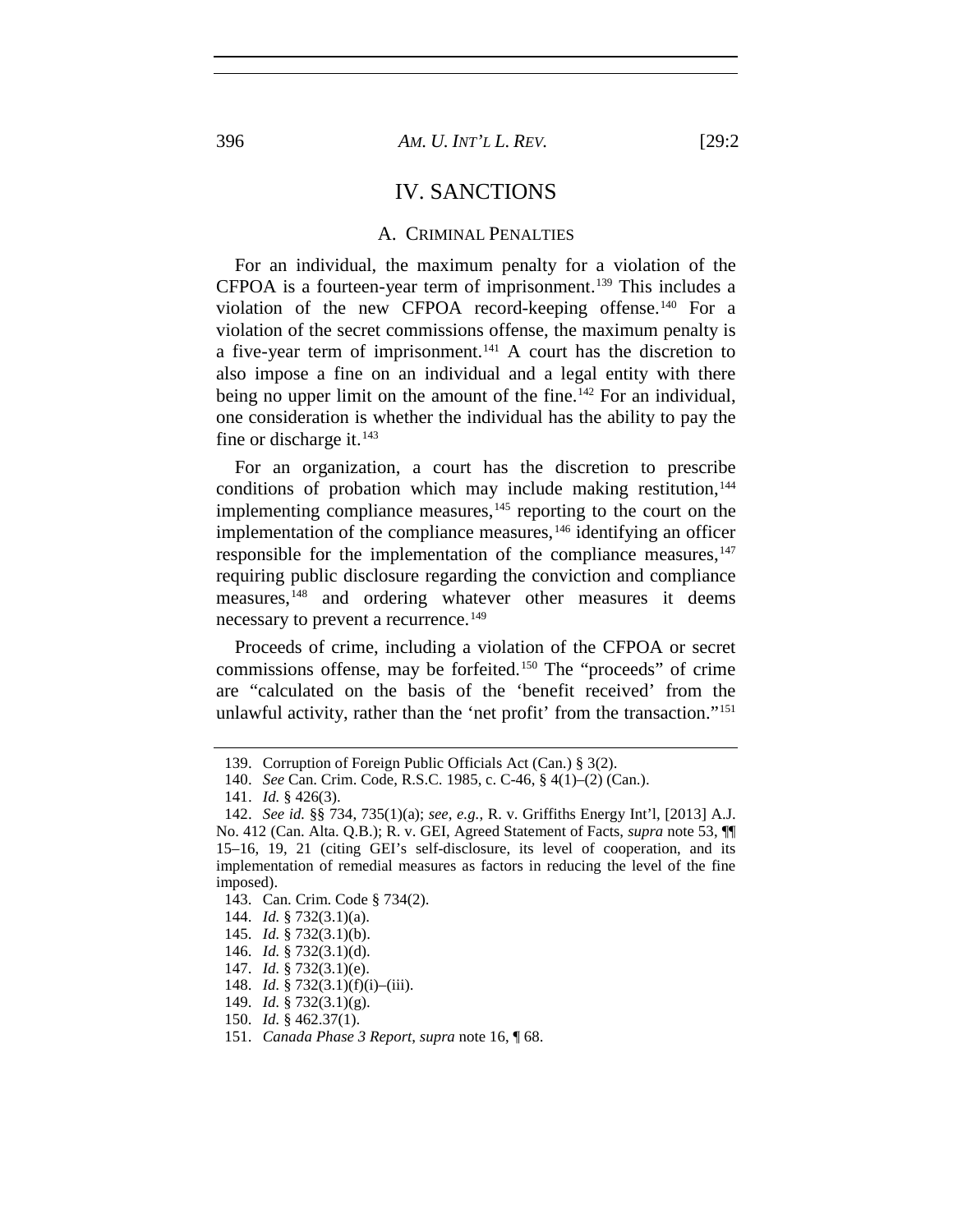## IV. SANCTIONS

### A. CRIMINAL PENALTIES

For an individual, the maximum penalty for a violation of the CFPOA is a fourteen-year term of imprisonment.[139] This includes a violation of the new CFPOA record-keeping offense.[140] For a violation of the secret commissions offense, the maximum penalty is a five-year term of imprisonment.[141] A court has the discretion to also impose a fine on an individual and a legal entity with there being no upper limit on the amount of the fine.[142] For an individual, one consideration is whether the individual has the ability to pay the fine or discharge it.[143]

For an organization, a court has the discretion to prescribe conditions of probation which may include making restitution,[144] implementing compliance measures,[145] reporting to the court on the implementation of the compliance measures,[146] identifying an officer responsible for the implementation of the compliance measures,[147] requiring public disclosure regarding the conviction and compliance measures,[148] and ordering whatever other measures it deems necessary to prevent a recurrence.[149]

Proceeds of crime, including a violation of the CFPOA or secret commissions offense, may be forfeited.[150] The "proceeds" of crime are "calculated on the basis of the 'benefit received' from the unlawful activity, rather than the 'net profit' from the transaction."[151]

---

139. Corruption of Foreign Public Officials Act (Can.) § 3(2).

140. *See* Can. Crim. Code, R.S.C. 1985, c. C-46, § 4(1)–(2) (Can.).

141. *Id.* § 426(3).

142. *See id.* §§ 734, 735(1)(a); *see, e.g.*, R. v. Griffiths Energy Int'l, [2013] A.J. No. 412 (Can. Alta. Q.B.); R. v. GEI, Agreed Statement of Facts, *supra* note 53, ¶¶ 15–16, 19, 21 (citing GEI's self-disclosure, its level of cooperation, and its implementation of remedial measures as factors in reducing the level of the fine imposed).

143. Can. Crim. Code § 734(2).

144. *Id.* § 732(3.1)(a).

145. *Id.* § 732(3.1)(b).

146. *Id.* § 732(3.1)(d).

147. *Id.* § 732(3.1)(e).

148. *Id.* § 732(3.1)(f)(i)–(iii).

149. *Id.* § 732(3.1)(g).

150. *Id.* § 462.37(1).

151. *Canada Phase 3 Report*, *supra* note 16, ¶ 68.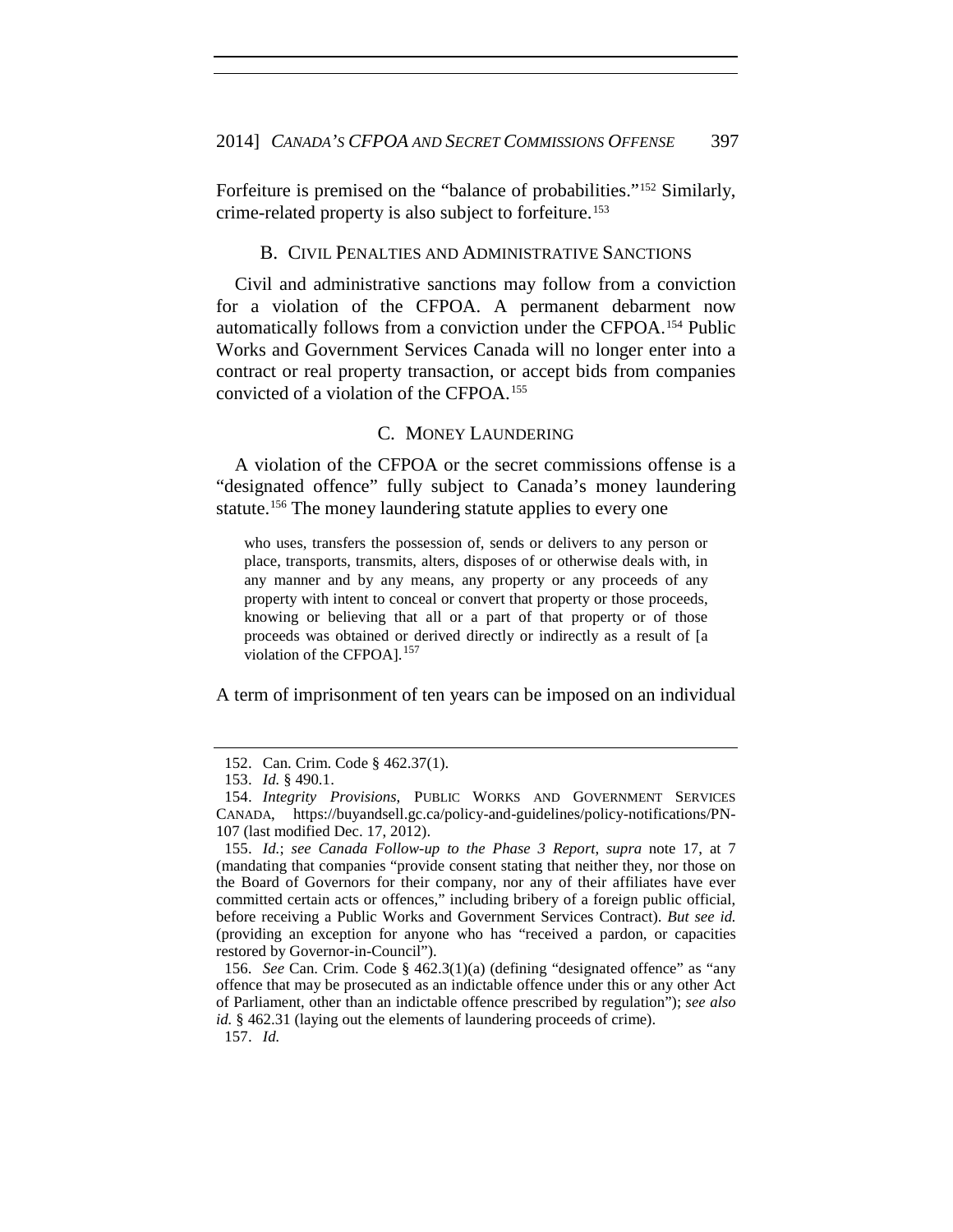Forfeiture is premised on the "balance of probabilities."[152] Similarly, crime-related property is also subject to forfeiture.[153]

### B. Civil Penalties and Administrative Sanctions

Civil and administrative sanctions may follow from a conviction for a violation of the CFPOA. A permanent debarment now automatically follows from a conviction under the CFPOA.[154] Public Works and Government Services Canada will no longer enter into a contract or real property transaction, or accept bids from companies convicted of a violation of the CFPOA.[155]

### C. Money Laundering

A violation of the CFPOA or the secret commissions offense is a "designated offence" fully subject to Canada's money laundering statute.[156] The money laundering statute applies to every one

> who uses, transfers the possession of, sends or delivers to any person or place, transports, transmits, alters, disposes of or otherwise deals with, in any manner and by any means, any property or any proceeds of any property with intent to conceal or convert that property or those proceeds, knowing or believing that all or a part of that property or of those proceeds was obtained or derived directly or indirectly as a result of [a violation of the CFPOA].[157]

A term of imprisonment of ten years can be imposed on an individual

---

152. Can. Crim. Code § 462.37(1).

153. *Id.* § 490.1.

154. *Integrity Provisions*, PUBLIC WORKS AND GOVERNMENT SERVICES CANADA, https://buyandsell.gc.ca/policy-and-guidelines/policy-notifications/PN-107 (last modified Dec. 17, 2012).

155. *Id.*; *see Canada Follow-up to the Phase 3 Report*, *supra* note 17, at 7 (mandating that companies "provide consent stating that neither they, nor those on the Board of Governors for their company, nor any of their affiliates have ever committed certain acts or offences," including bribery of a foreign public official, before receiving a Public Works and Government Services Contract). *But see id.* (providing an exception for anyone who has "received a pardon, or capacities restored by Governor-in-Council").

156. *See* Can. Crim. Code § 462.3(1)(a) (defining "designated offence" as "any offence that may be prosecuted as an indictable offence under this or any other Act of Parliament, other than an indictable offence prescribed by regulation"); *see also id.* § 462.31 (laying out the elements of laundering proceeds of crime).

157. *Id.*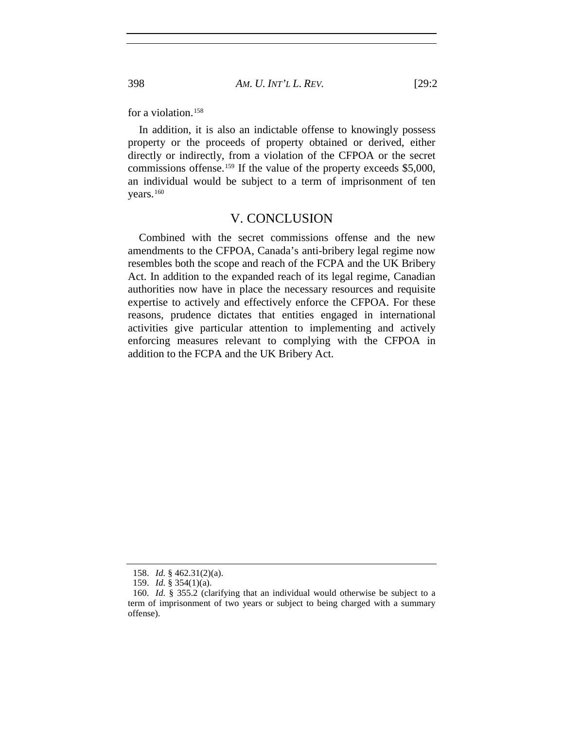for a violation.[158]

In addition, it is also an indictable offense to knowingly possess property or the proceeds of property obtained or derived, either directly or indirectly, from a violation of the CFPOA or the secret commissions offense.[159] If the value of the property exceeds $5,000, an individual would be subject to a term of imprisonment of ten years.[160]

## V. CONCLUSION

Combined with the secret commissions offense and the new amendments to the CFPOA, Canada's anti-bribery legal regime now resembles both the scope and reach of the FCPA and the UK Bribery Act. In addition to the expanded reach of its legal regime, Canadian authorities now have in place the necessary resources and requisite expertise to actively and effectively enforce the CFPOA. For these reasons, prudence dictates that entities engaged in international activities give particular attention to implementing and actively enforcing measures relevant to complying with the CFPOA in addition to the FCPA and the UK Bribery Act.

---

158. *Id.* § 462.31(2)(a).

159. *Id.* § 354(1)(a).

160. *Id.* § 355.2 (clarifying that an individual would otherwise be subject to a term of imprisonment of two years or subject to being charged with a summary offense).